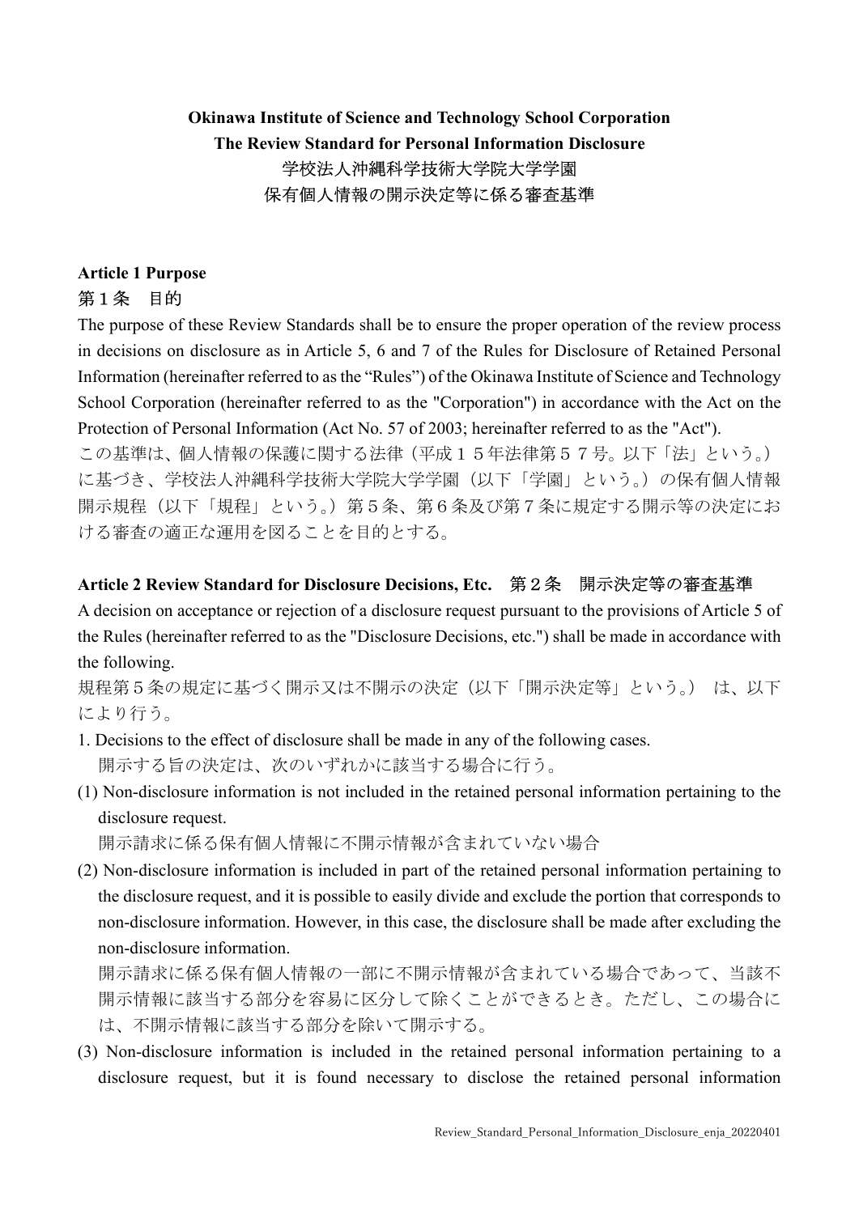**Okinawa Institute of Science and Technology School Corporation**
**The Review Standard for Personal Information Disclosure**
学校法人沖縄科学技術大学院大学学園
保有個人情報の開示決定等に係る審査基準

**Article 1 Purpose**
第１条　目的

The purpose of these Review Standards shall be to ensure the proper operation of the review process in decisions on disclosure as in Article 5, 6 and 7 of the Rules for Disclosure of Retained Personal Information (hereinafter referred to as the “Rules”) of the Okinawa Institute of Science and Technology School Corporation (hereinafter referred to as the "Corporation") in accordance with the Act on the Protection of Personal Information (Act No. 57 of 2003; hereinafter referred to as the "Act").

この基準は、個人情報の保護に関する法律（平成１５年法律第５７号。以下「法」という。）に基づき、学校法人沖縄科学技術大学院大学学園（以下「学園」という。）の保有個人情報開示規程（以下「規程」という。）第５条、第６条及び第７条に規定する開示等の決定における審査の適正な運用を図ることを目的とする。

**Article 2 Review Standard for Disclosure Decisions, Etc.**　第２条　開示決定等の審査基準

A decision on acceptance or rejection of a disclosure request pursuant to the provisions of Article 5 of the Rules (hereinafter referred to as the "Disclosure Decisions, etc.") shall be made in accordance with the following.

規程第５条の規定に基づく開示又は不開示の決定（以下「開示決定等」という。）は、以下により行う。

1. Decisions to the effect of disclosure shall be made in any of the following cases.
   開示する旨の決定は、次のいずれかに該当する場合に行う。

(1) Non-disclosure information is not included in the retained personal information pertaining to the disclosure request.
   開示請求に係る保有個人情報に不開示情報が含まれていない場合

(2) Non-disclosure information is included in part of the retained personal information pertaining to the disclosure request, and it is possible to easily divide and exclude the portion that corresponds to non-disclosure information. However, in this case, the disclosure shall be made after excluding the non-disclosure information.
   開示請求に係る保有個人情報の一部に不開示情報が含まれている場合であって、当該不開示情報に該当する部分を容易に区分して除くことができるとき。ただし、この場合には、不開示情報に該当する部分を除いて開示する。

(3) Non-disclosure information is included in the retained personal information pertaining to a disclosure request, but it is found necessary to disclose the retained personal information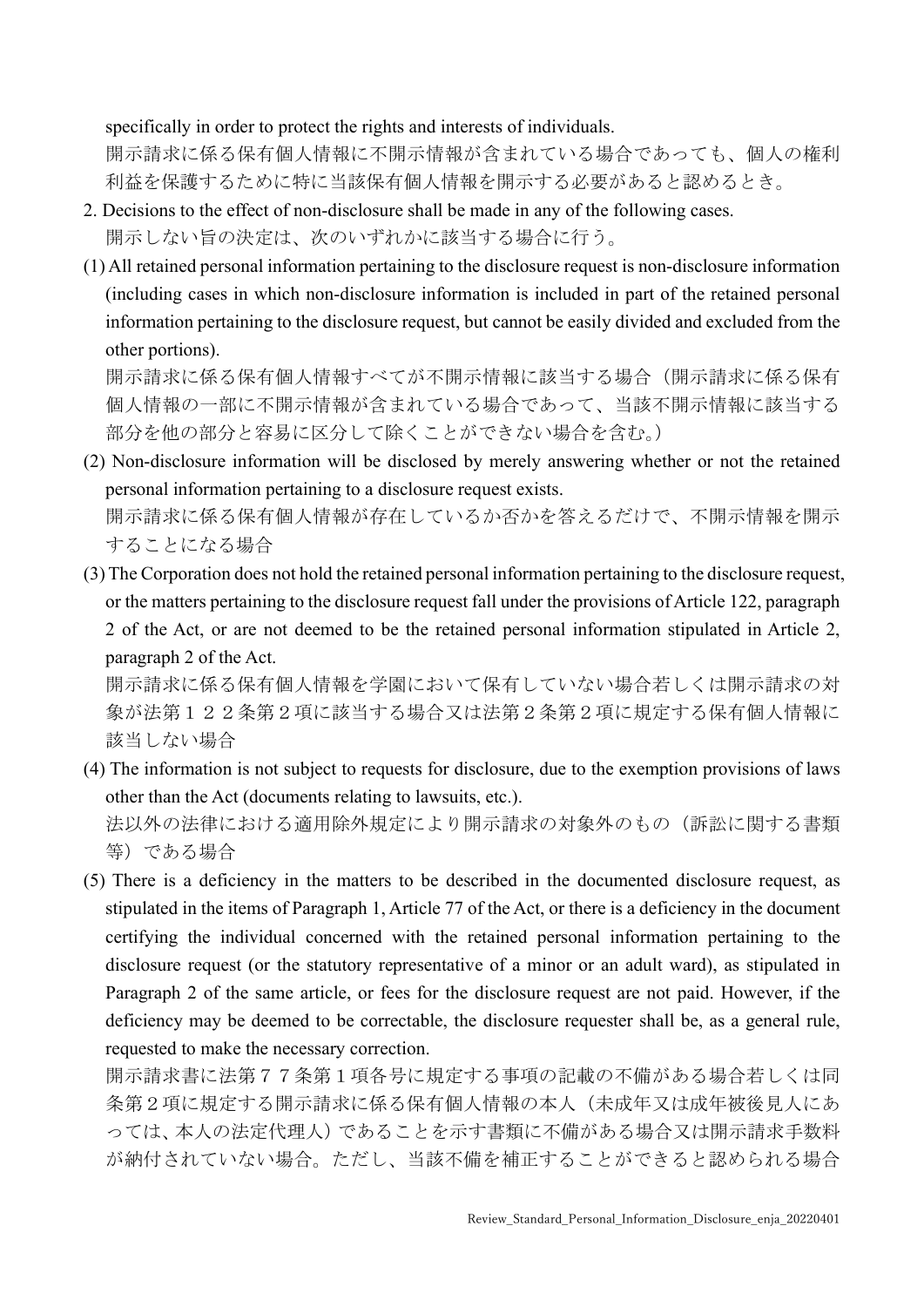specifically in order to protect the rights and interests of individuals.

開示請求に係る保有個人情報に不開示情報が含まれている場合であっても、個人の権利利益を保護するために特に当該保有個人情報を開示する必要があると認めるとき。

2. Decisions to the effect of non-disclosure shall be made in any of the following cases.

開示しない旨の決定は、次のいずれかに該当する場合に行う。

(1) All retained personal information pertaining to the disclosure request is non-disclosure information (including cases in which non-disclosure information is included in part of the retained personal information pertaining to the disclosure request, but cannot be easily divided and excluded from the other portions).

開示請求に係る保有個人情報すべてが不開示情報に該当する場合（開示請求に係る保有個人情報の一部に不開示情報が含まれている場合であって、当該不開示情報に該当する部分を他の部分と容易に区分して除くことができない場合を含む。）

(2) Non-disclosure information will be disclosed by merely answering whether or not the retained personal information pertaining to a disclosure request exists.

開示請求に係る保有個人情報が存在しているか否かを答えるだけで、不開示情報を開示することになる場合

(3) The Corporation does not hold the retained personal information pertaining to the disclosure request, or the matters pertaining to the disclosure request fall under the provisions of Article 122, paragraph 2 of the Act, or are not deemed to be the retained personal information stipulated in Article 2, paragraph 2 of the Act.

開示請求に係る保有個人情報を学園において保有していない場合若しくは開示請求の対象が法第１２２条第２項に該当する場合又は法第２条第２項に規定する保有個人情報に該当しない場合

(4) The information is not subject to requests for disclosure, due to the exemption provisions of laws other than the Act (documents relating to lawsuits, etc.).

法以外の法律における適用除外規定により開示請求の対象外のもの（訴訟に関する書類等）である場合

(5) There is a deficiency in the matters to be described in the documented disclosure request, as stipulated in the items of Paragraph 1, Article 77 of the Act, or there is a deficiency in the document certifying the individual concerned with the retained personal information pertaining to the disclosure request (or the statutory representative of a minor or an adult ward), as stipulated in Paragraph 2 of the same article, or fees for the disclosure request are not paid. However, if the deficiency may be deemed to be correctable, the disclosure requester shall be, as a general rule, requested to make the necessary correction.

開示請求書に法第７７条第１項各号に規定する事項の記載の不備がある場合若しくは同条第２項に規定する開示請求に係る保有個人情報の本人（未成年又は成年被後見人にあっては、本人の法定代理人）であることを示す書類に不備がある場合又は開示請求手数料が納付されていない場合。ただし、当該不備を補正することができると認められる場合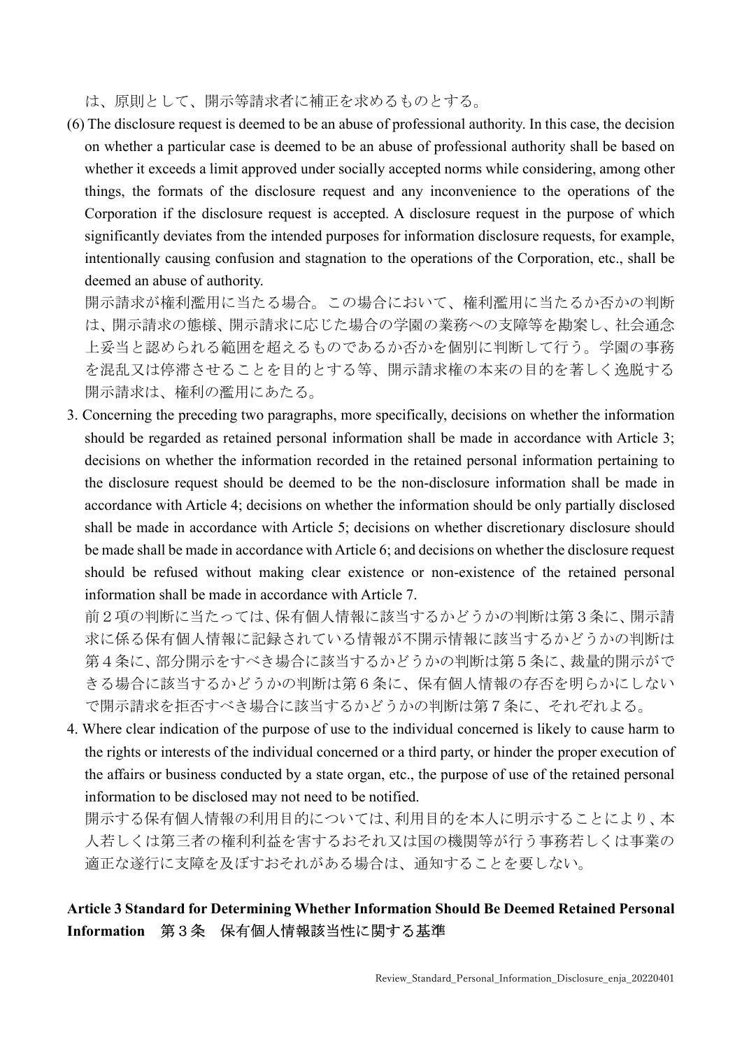は、原則として、開示等請求者に補正を求めるものとする。

(6) The disclosure request is deemed to be an abuse of professional authority. In this case, the decision on whether a particular case is deemed to be an abuse of professional authority shall be based on whether it exceeds a limit approved under socially accepted norms while considering, among other things, the formats of the disclosure request and any inconvenience to the operations of the Corporation if the disclosure request is accepted. A disclosure request in the purpose of which significantly deviates from the intended purposes for information disclosure requests, for example, intentionally causing confusion and stagnation to the operations of the Corporation, etc., shall be deemed an abuse of authority.

開示請求が権利濫用に当たる場合。この場合において、権利濫用に当たるか否かの判断は、開示請求の態様、開示請求に応じた場合の学園の業務への支障等を勘案し、社会通念上妥当と認められる範囲を超えるものであるか否かを個別に判断して行う。学園の事務を混乱又は停滞させることを目的とする等、開示請求権の本来の目的を著しく逸脱する開示請求は、権利の濫用にあたる。

3. Concerning the preceding two paragraphs, more specifically, decisions on whether the information should be regarded as retained personal information shall be made in accordance with Article 3; decisions on whether the information recorded in the retained personal information pertaining to the disclosure request should be deemed to be the non-disclosure information shall be made in accordance with Article 4; decisions on whether the information should be only partially disclosed shall be made in accordance with Article 5; decisions on whether discretionary disclosure should be made shall be made in accordance with Article 6; and decisions on whether the disclosure request should be refused without making clear existence or non-existence of the retained personal information shall be made in accordance with Article 7.

前２項の判断に当たっては、保有個人情報に該当するかどうかの判断は第３条に、開示請求に係る保有個人情報に記録されている情報が不開示情報に該当するかどうかの判断は第４条に、部分開示をすべき場合に該当するかどうかの判断は第５条に、裁量的開示ができる場合に該当するかどうかの判断は第６条に、保有個人情報の存否を明らかにしないで開示請求を拒否すべき場合に該当するかどうかの判断は第７条に、それぞれよる。

4. Where clear indication of the purpose of use to the individual concerned is likely to cause harm to the rights or interests of the individual concerned or a third party, or hinder the proper execution of the affairs or business conducted by a state organ, etc., the purpose of use of the retained personal information to be disclosed may not need to be notified.

開示する保有個人情報の利用目的については、利用目的を本人に明示することにより、本人若しくは第三者の権利利益を害するおそれ又は国の機関等が行う事務若しくは事業の適正な遂行に支障を及ぼすおそれがある場合は、通知することを要しない。

## Article 3 Standard for Determining Whether Information Should Be Deemed Retained Personal Information　第３条　保有個人情報該当性に関する基準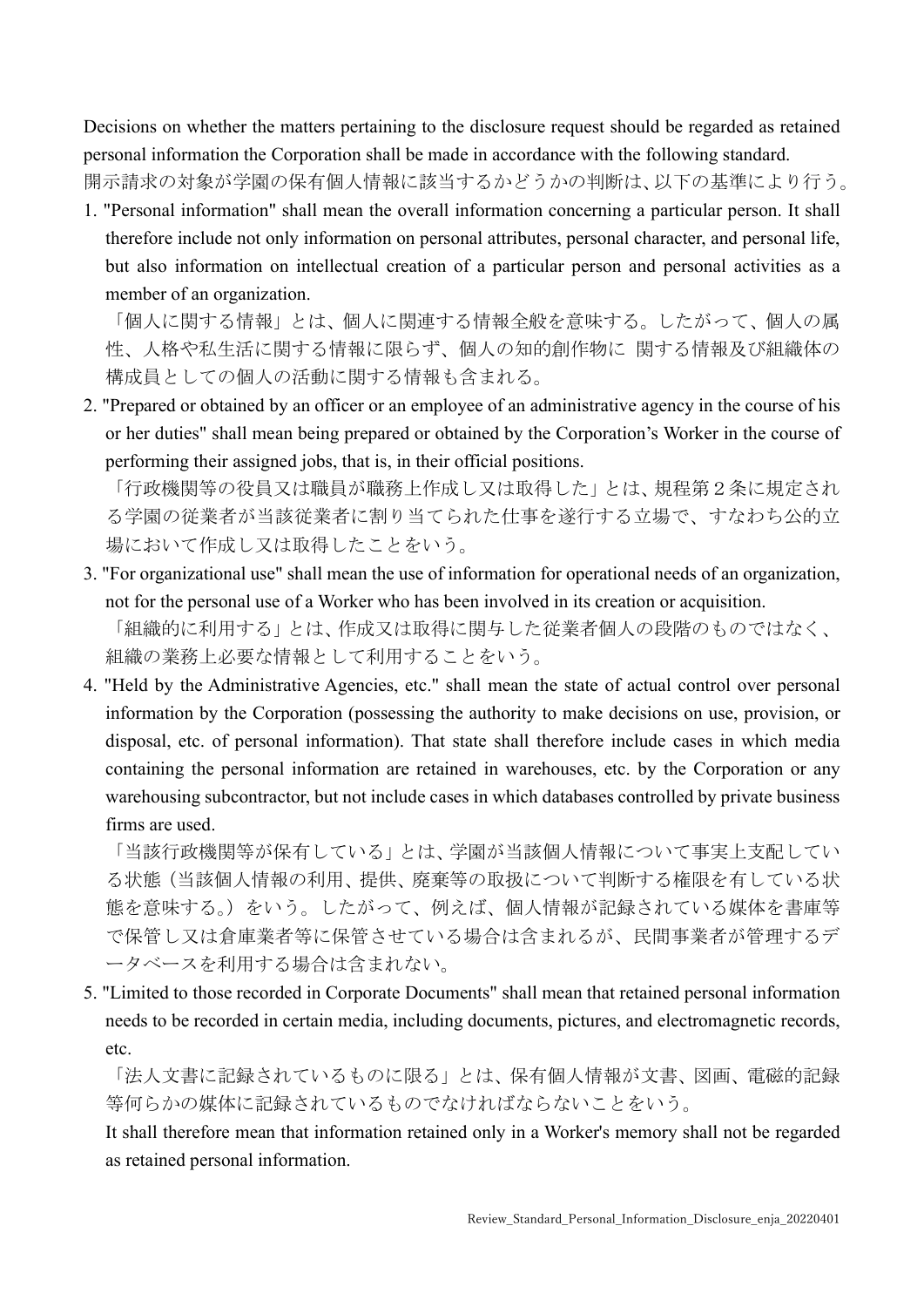Decisions on whether the matters pertaining to the disclosure request should be regarded as retained personal information the Corporation shall be made in accordance with the following standard.
開示請求の対象が学園の保有個人情報に該当するかどうかの判断は、以下の基準により行う。

1. "Personal information" shall mean the overall information concerning a particular person. It shall therefore include not only information on personal attributes, personal character, and personal life, but also information on intellectual creation of a particular person and personal activities as a member of an organization.

   「個人に関する情報」とは、個人に関連する情報全般を意味する。したがって、個人の属性、人格や私生活に関する情報に限らず、個人の知的創作物に 関する情報及び組織体の構成員としての個人の活動に関する情報も含まれる。

2. "Prepared or obtained by an officer or an employee of an administrative agency in the course of his or her duties" shall mean being prepared or obtained by the Corporation's Worker in the course of performing their assigned jobs, that is, in their official positions.

   「行政機関等の役員又は職員が職務上作成し又は取得した」とは、規程第２条に規定される学園の従業者が当該従業者に割り当てられた仕事を遂行する立場で、すなわち公的立場において作成し又は取得したことをいう。

3. "For organizational use" shall mean the use of information for operational needs of an organization, not for the personal use of a Worker who has been involved in its creation or acquisition.

   「組織的に利用する」とは、作成又は取得に関与した従業者個人の段階のものではなく、組織の業務上必要な情報として利用することをいう。

4. "Held by the Administrative Agencies, etc." shall mean the state of actual control over personal information by the Corporation (possessing the authority to make decisions on use, provision, or disposal, etc. of personal information). That state shall therefore include cases in which media containing the personal information are retained in warehouses, etc. by the Corporation or any warehousing subcontractor, but not include cases in which databases controlled by private business firms are used.

   「当該行政機関等が保有している」とは、学園が当該個人情報について事実上支配している状態（当該個人情報の利用、提供、廃棄等の取扱について判断する権限を有している状態を意味する。）をいう。したがって、例えば、個人情報が記録されている媒体を書庫等で保管し又は倉庫業者等に保管させている場合は含まれるが、民間事業者が管理するデータベースを利用する場合は含まれない。

5. "Limited to those recorded in Corporate Documents" shall mean that retained personal information needs to be recorded in certain media, including documents, pictures, and electromagnetic records, etc.

   「法人文書に記録されているものに限る」とは、保有個人情報が文書、図画、電磁的記録等何らかの媒体に記録されているものでなければならないことをいう。

   It shall therefore mean that information retained only in a Worker's memory shall not be regarded as retained personal information.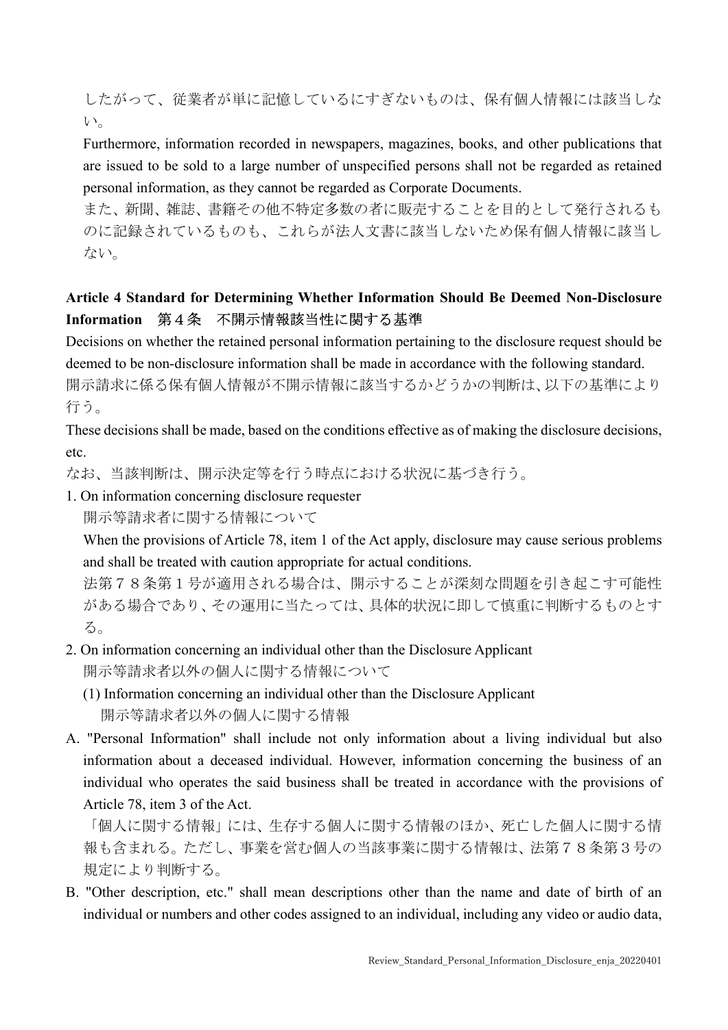したがって、従業者が単に記憶しているにすぎないものは、保有個人情報には該当しない。

Furthermore, information recorded in newspapers, magazines, books, and other publications that are issued to be sold to a large number of unspecified persons shall not be regarded as retained personal information, as they cannot be regarded as Corporate Documents.

また、新聞、雑誌、書籍その他不特定多数の者に販売することを目的として発行されるものに記録されているものも、これらが法人文書に該当しないため保有個人情報に該当しない。

## Article 4 Standard for Determining Whether Information Should Be Deemed Non-Disclosure Information　第４条　不開示情報該当性に関する基準

Decisions on whether the retained personal information pertaining to the disclosure request should be deemed to be non-disclosure information shall be made in accordance with the following standard.

開示請求に係る保有個人情報が不開示情報に該当するかどうかの判断は、以下の基準により行う。

These decisions shall be made, based on the conditions effective as of making the disclosure decisions, etc.

なお、当該判断は、開示決定等を行う時点における状況に基づき行う。

1. On information concerning disclosure requester
   開示等請求者に関する情報について

   When the provisions of Article 78, item 1 of the Act apply, disclosure may cause serious problems and shall be treated with caution appropriate for actual conditions.

   法第７８条第１号が適用される場合は、開示することが深刻な問題を引き起こす可能性がある場合であり、その運用に当たっては、具体的状況に即して慎重に判断するものとする。

2. On information concerning an individual other than the Disclosure Applicant
   開示等請求者以外の個人に関する情報について

   (1) Information concerning an individual other than the Disclosure Applicant
   開示等請求者以外の個人に関する情報

A. "Personal Information" shall include not only information about a living individual but also information about a deceased individual. However, information concerning the business of an individual who operates the said business shall be treated in accordance with the provisions of Article 78, item 3 of the Act.

   「個人に関する情報」には、生存する個人に関する情報のほか、死亡した個人に関する情報も含まれる。ただし、事業を営む個人の当該事業に関する情報は、法第７８条第３号の規定により判断する。

B. "Other description, etc." shall mean descriptions other than the name and date of birth of an individual or numbers and other codes assigned to an individual, including any video or audio data,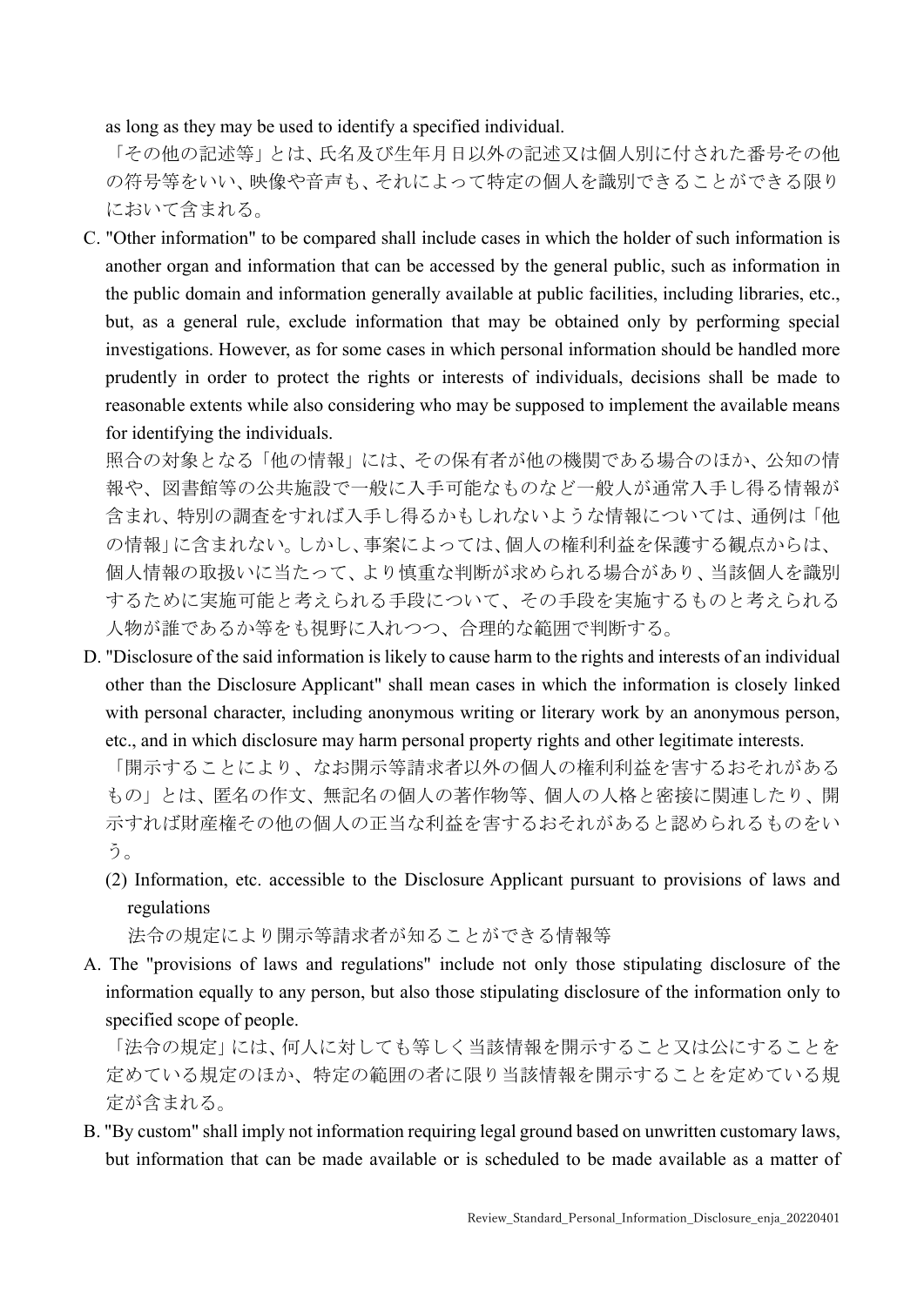as long as they may be used to identify a specified individual.

「その他の記述等」とは、氏名及び生年月日以外の記述又は個人別に付された番号その他の符号等をいい、映像や音声も、それによって特定の個人を識別できることができる限りにおいて含まれる。

C. "Other information" to be compared shall include cases in which the holder of such information is another organ and information that can be accessed by the general public, such as information in the public domain and information generally available at public facilities, including libraries, etc., but, as a general rule, exclude information that may be obtained only by performing special investigations. However, as for some cases in which personal information should be handled more prudently in order to protect the rights or interests of individuals, decisions shall be made to reasonable extents while also considering who may be supposed to implement the available means for identifying the individuals.

照合の対象となる「他の情報」には、その保有者が他の機関である場合のほか、公知の情報や、図書館等の公共施設で一般に入手可能なものなど一般人が通常入手し得る情報が含まれ、特別の調査をすれば入手し得るかもしれないような情報については、通例は「他の情報」に含まれない。しかし、事案によっては、個人の権利利益を保護する観点からは、個人情報の取扱いに当たって、より慎重な判断が求められる場合があり、当該個人を識別するために実施可能と考えられる手段について、その手段を実施するものと考えられる人物が誰であるか等をも視野に入れつつ、合理的な範囲で判断する。

D. "Disclosure of the said information is likely to cause harm to the rights and interests of an individual other than the Disclosure Applicant" shall mean cases in which the information is closely linked with personal character, including anonymous writing or literary work by an anonymous person, etc., and in which disclosure may harm personal property rights and other legitimate interests.

「開示することにより、なお開示等請求者以外の個人の権利利益を害するおそれがあるもの」とは、匿名の作文、無記名の個人の著作物等、個人の人格と密接に関連したり、開示すれば財産権その他の個人の正当な利益を害するおそれがあると認められるものをいう。

(2) Information, etc. accessible to the Disclosure Applicant pursuant to provisions of laws and regulations

法令の規定により開示等請求者が知ることができる情報等

A. The "provisions of laws and regulations" include not only those stipulating disclosure of the information equally to any person, but also those stipulating disclosure of the information only to specified scope of people.

「法令の規定」には、何人に対しても等しく当該情報を開示すること又は公にすることを定めている規定のほか、特定の範囲の者に限り当該情報を開示することを定めている規定が含まれる。

B. "By custom" shall imply not information requiring legal ground based on unwritten customary laws, but information that can be made available or is scheduled to be made available as a matter of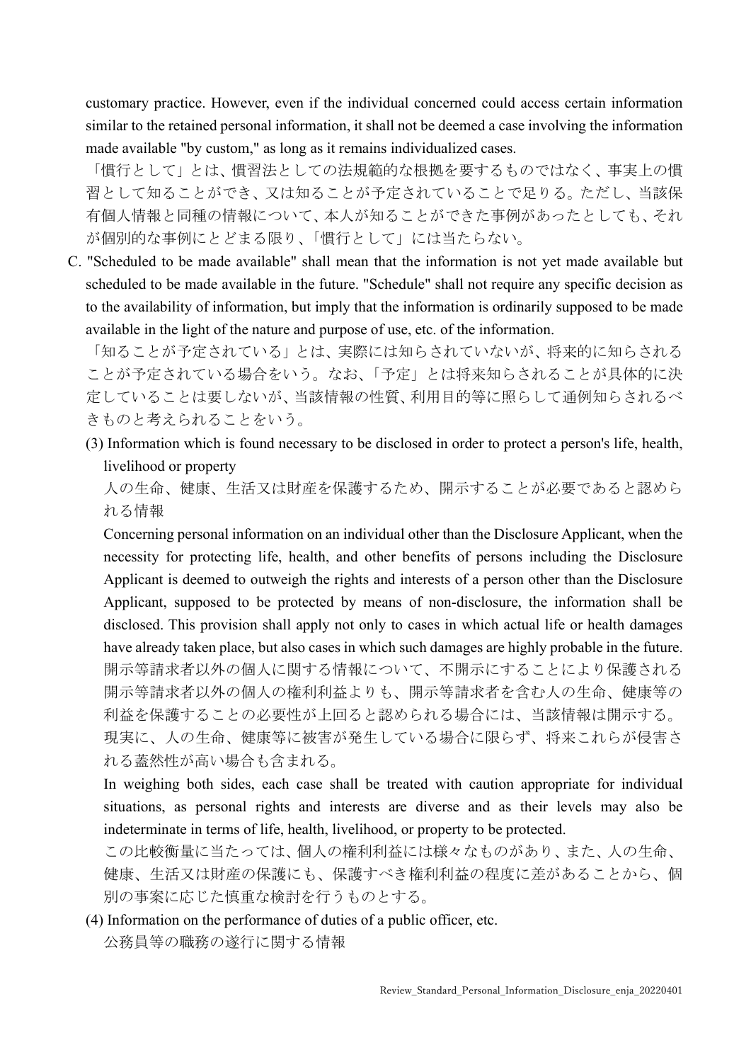customary practice. However, even if the individual concerned could access certain information similar to the retained personal information, it shall not be deemed a case involving the information made available "by custom," as long as it remains individualized cases.

「慣行として」とは、慣習法としての法規範的な根拠を要するものではなく、事実上の慣習として知ることができ、又は知ることが予定されていることで足りる。ただし、当該保有個人情報と同種の情報について、本人が知ることができた事例があったとしても、それが個別的な事例にとどまる限り、「慣行として」には当たらない。

C. "Scheduled to be made available" shall mean that the information is not yet made available but scheduled to be made available in the future. "Schedule" shall not require any specific decision as to the availability of information, but imply that the information is ordinarily supposed to be made available in the light of the nature and purpose of use, etc. of the information.

「知ることが予定されている」とは、実際には知らされていないが、将来的に知らされることが予定されている場合をいう。なお、「予定」とは将来知らされることが具体的に決定していることは要しないが、当該情報の性質、利用目的等に照らして通例知らされるべきものと考えられることをいう。

(3) Information which is found necessary to be disclosed in order to protect a person's life, health, livelihood or property

人の生命、健康、生活又は財産を保護するため、開示することが必要であると認められる情報

Concerning personal information on an individual other than the Disclosure Applicant, when the necessity for protecting life, health, and other benefits of persons including the Disclosure Applicant is deemed to outweigh the rights and interests of a person other than the Disclosure Applicant, supposed to be protected by means of non-disclosure, the information shall be disclosed. This provision shall apply not only to cases in which actual life or health damages have already taken place, but also cases in which such damages are highly probable in the future.

開示等請求者以外の個人に関する情報について、不開示にすることにより保護される開示等請求者以外の個人の権利利益よりも、開示等請求者を含む人の生命、健康等の利益を保護することの必要性が上回ると認められる場合には、当該情報は開示する。現実に、人の生命、健康等に被害が発生している場合に限らず、将来これらが侵害される蓋然性が高い場合も含まれる。

In weighing both sides, each case shall be treated with caution appropriate for individual situations, as personal rights and interests are diverse and as their levels may also be indeterminate in terms of life, health, livelihood, or property to be protected.

この比較衡量に当たっては、個人の権利利益には様々なものがあり、また、人の生命、健康、生活又は財産の保護にも、保護すべき権利利益の程度に差があることから、個別の事案に応じた慎重な検討を行うものとする。

(4) Information on the performance of duties of a public officer, etc.

公務員等の職務の遂行に関する情報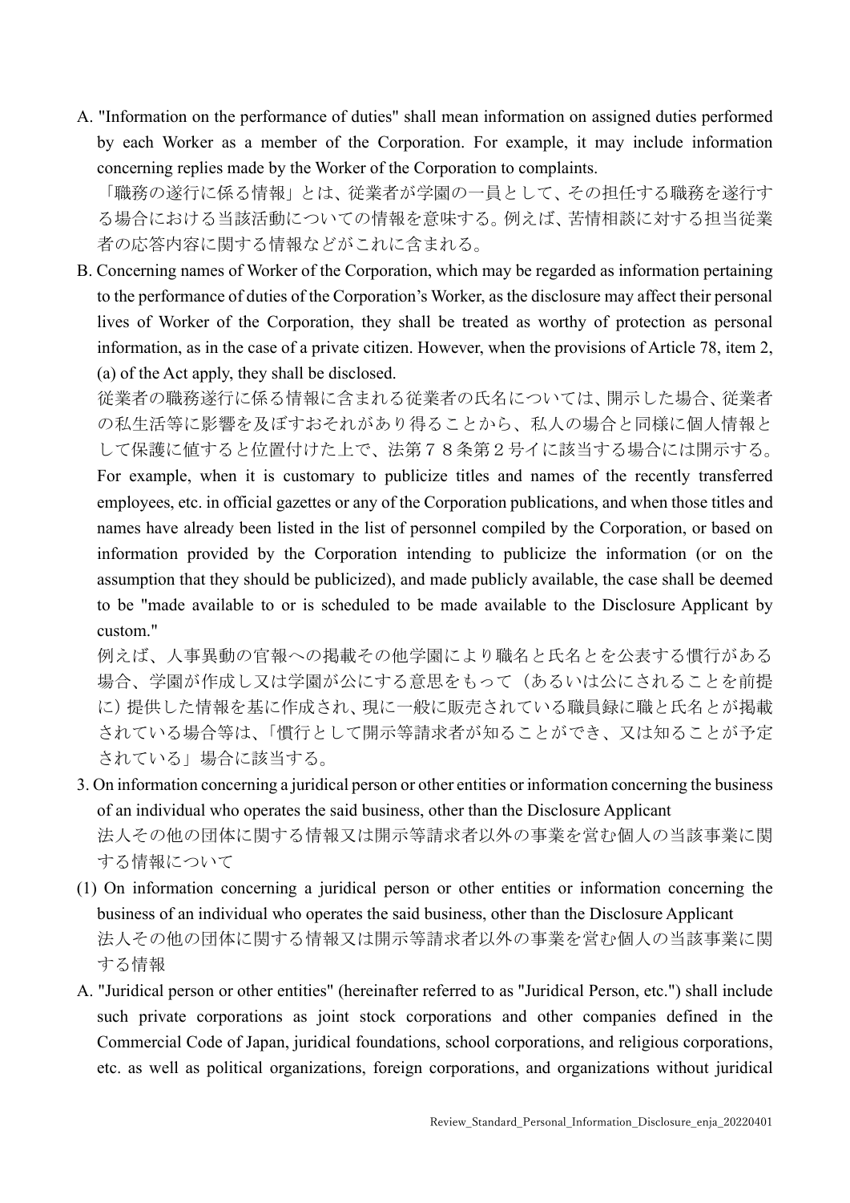A. "Information on the performance of duties" shall mean information on assigned duties performed by each Worker as a member of the Corporation. For example, it may include information concerning replies made by the Worker of the Corporation to complaints.

「職務の遂行に係る情報」とは、従業者が学園の一員として、その担任する職務を遂行する場合における当該活動についての情報を意味する。例えば、苦情相談に対する担当従業者の応答内容に関する情報などがこれに含まれる。

B. Concerning names of Worker of the Corporation, which may be regarded as information pertaining to the performance of duties of the Corporation's Worker, as the disclosure may affect their personal lives of Worker of the Corporation, they shall be treated as worthy of protection as personal information, as in the case of a private citizen. However, when the provisions of Article 78, item 2, (a) of the Act apply, they shall be disclosed.

従業者の職務遂行に係る情報に含まれる従業者の氏名については、開示した場合、従業者の私生活等に影響を及ぼすおそれがあり得ることから、私人の場合と同様に個人情報として保護に値すると位置付けた上で、法第７８条第２号イに該当する場合には開示する。

For example, when it is customary to publicize titles and names of the recently transferred employees, etc. in official gazettes or any of the Corporation publications, and when those titles and names have already been listed in the list of personnel compiled by the Corporation, or based on information provided by the Corporation intending to publicize the information (or on the assumption that they should be publicized), and made publicly available, the case shall be deemed to be "made available to or is scheduled to be made available to the Disclosure Applicant by custom."

例えば、人事異動の官報への掲載その他学園により職名と氏名とを公表する慣行がある場合、学園が作成し又は学園が公にする意思をもって（あるいは公にされることを前提に）提供した情報を基に作成され、現に一般に販売されている職員録に職と氏名とが掲載されている場合等は、「慣行として開示等請求者が知ることができ、又は知ることが予定されている」場合に該当する。

3. On information concerning a juridical person or other entities or information concerning the business of an individual who operates the said business, other than the Disclosure Applicant

法人その他の団体に関する情報又は開示等請求者以外の事業を営む個人の当該事業に関する情報について

(1) On information concerning a juridical person or other entities or information concerning the business of an individual who operates the said business, other than the Disclosure Applicant

法人その他の団体に関する情報又は開示等請求者以外の事業を営む個人の当該事業に関する情報

A. "Juridical person or other entities" (hereinafter referred to as "Juridical Person, etc.") shall include such private corporations as joint stock corporations and other companies defined in the Commercial Code of Japan, juridical foundations, school corporations, and religious corporations, etc. as well as political organizations, foreign corporations, and organizations without juridical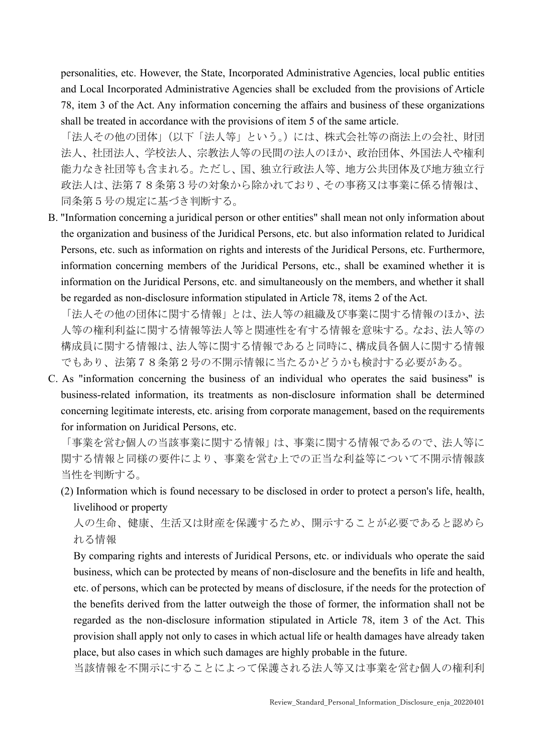personalities, etc. However, the State, Incorporated Administrative Agencies, local public entities and Local Incorporated Administrative Agencies shall be excluded from the provisions of Article 78, item 3 of the Act. Any information concerning the affairs and business of these organizations shall be treated in accordance with the provisions of item 5 of the same article.

「法人その他の団体」（以下「法人等」という。）には、株式会社等の商法上の会社、財団法人、社団法人、学校法人、宗教法人等の民間の法人のほか、政治団体、外国法人や権利能力なき社団等も含まれる。ただし、国、独立行政法人等、地方公共団体及び地方独立行政法人は、法第７８条第３号の対象から除かれており、その事務又は事業に係る情報は、同条第５号の規定に基づき判断する。

B. "Information concerning a juridical person or other entities" shall mean not only information about the organization and business of the Juridical Persons, etc. but also information related to Juridical Persons, etc. such as information on rights and interests of the Juridical Persons, etc. Furthermore, information concerning members of the Juridical Persons, etc., shall be examined whether it is information on the Juridical Persons, etc. and simultaneously on the members, and whether it shall be regarded as non-disclosure information stipulated in Article 78, items 2 of the Act.

「法人その他の団体に関する情報」とは、法人等の組織及び事業に関する情報のほか、法人等の権利利益に関する情報等法人等と関連性を有する情報を意味する。なお、法人等の構成員に関する情報は、法人等に関する情報であると同時に、構成員各個人に関する情報でもあり、法第７８条第２号の不開示情報に当たるかどうかも検討する必要がある。

C. As "information concerning the business of an individual who operates the said business" is business-related information, its treatments as non-disclosure information shall be determined concerning legitimate interests, etc. arising from corporate management, based on the requirements for information on Juridical Persons, etc.

「事業を営む個人の当該事業に関する情報」は、事業に関する情報であるので、法人等に関する情報と同様の要件により、事業を営む上での正当な利益等について不開示情報該当性を判断する。

(2) Information which is found necessary to be disclosed in order to protect a person's life, health, livelihood or property

人の生命、健康、生活又は財産を保護するため、開示することが必要であると認められる情報

By comparing rights and interests of Juridical Persons, etc. or individuals who operate the said business, which can be protected by means of non-disclosure and the benefits in life and health, etc. of persons, which can be protected by means of disclosure, if the needs for the protection of the benefits derived from the latter outweigh the those of former, the information shall not be regarded as the non-disclosure information stipulated in Article 78, item 3 of the Act. This provision shall apply not only to cases in which actual life or health damages have already taken place, but also cases in which such damages are highly probable in the future.

当該情報を不開示にすることによって保護される法人等又は事業を営む個人の権利利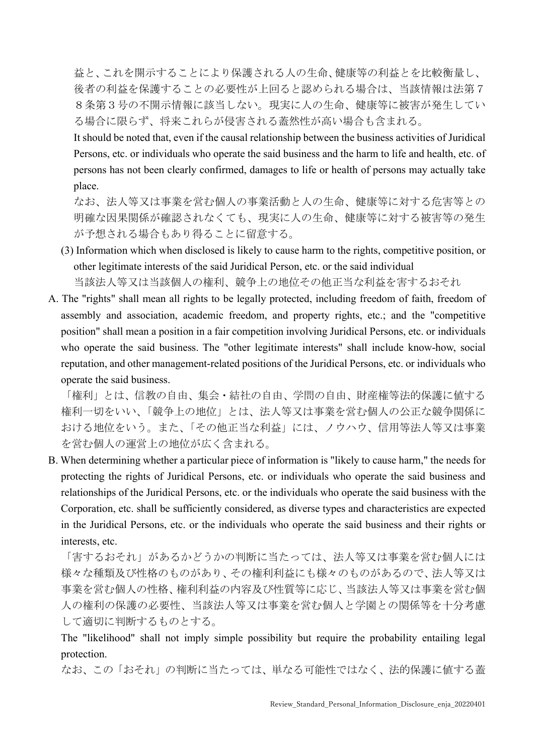益と、これを開示することにより保護される人の生命、健康等の利益とを比較衡量し、後者の利益を保護することの必要性が上回ると認められる場合は、当該情報は法第７８条第３号の不開示情報に該当しない。現実に人の生命、健康等に被害が発生している場合に限らず、将来これらが侵害される蓋然性が高い場合も含まれる。

It should be noted that, even if the causal relationship between the business activities of Juridical Persons, etc. or individuals who operate the said business and the harm to life and health, etc. of persons has not been clearly confirmed, damages to life or health of persons may actually take place.

なお、法人等又は事業を営む個人の事業活動と人の生命、健康等に対する危害等との明確な因果関係が確認されなくても、現実に人の生命、健康等に対する被害等の発生が予想される場合もあり得ることに留意する。

(3) Information which when disclosed is likely to cause harm to the rights, competitive position, or other legitimate interests of the said Juridical Person, etc. or the said individual

当該法人等又は当該個人の権利、競争上の地位その他正当な利益を害するおそれ

A. The "rights" shall mean all rights to be legally protected, including freedom of faith, freedom of assembly and association, academic freedom, and property rights, etc.; and the "competitive position" shall mean a position in a fair competition involving Juridical Persons, etc. or individuals who operate the said business. The "other legitimate interests" shall include know-how, social reputation, and other management-related positions of the Juridical Persons, etc. or individuals who operate the said business.

「権利」とは、信教の自由、集会・結社の自由、学問の自由、財産権等法的保護に値する権利一切をいい、「競争上の地位」とは、法人等又は事業を営む個人の公正な競争関係における地位をいう。また、「その他正当な利益」には、ノウハウ、信用等法人等又は事業を営む個人の運営上の地位が広く含まれる。

B. When determining whether a particular piece of information is "likely to cause harm," the needs for protecting the rights of Juridical Persons, etc. or individuals who operate the said business and relationships of the Juridical Persons, etc. or the individuals who operate the said business with the Corporation, etc. shall be sufficiently considered, as diverse types and characteristics are expected in the Juridical Persons, etc. or the individuals who operate the said business and their rights or interests, etc.

「害するおそれ」があるかどうかの判断に当たっては、法人等又は事業を営む個人には様々な種類及び性格のものがあり、その権利利益にも様々のものがあるので、法人等又は事業を営む個人の性格、権利利益の内容及び性質等に応じ、当該法人等又は事業を営む個人の権利の保護の必要性、当該法人等又は事業を営む個人と学園との関係等を十分考慮して適切に判断するものとする。

The "likelihood" shall not imply simple possibility but require the probability entailing legal protection.

なお、この「おそれ」の判断に当たっては、単なる可能性ではなく、法的保護に値する蓋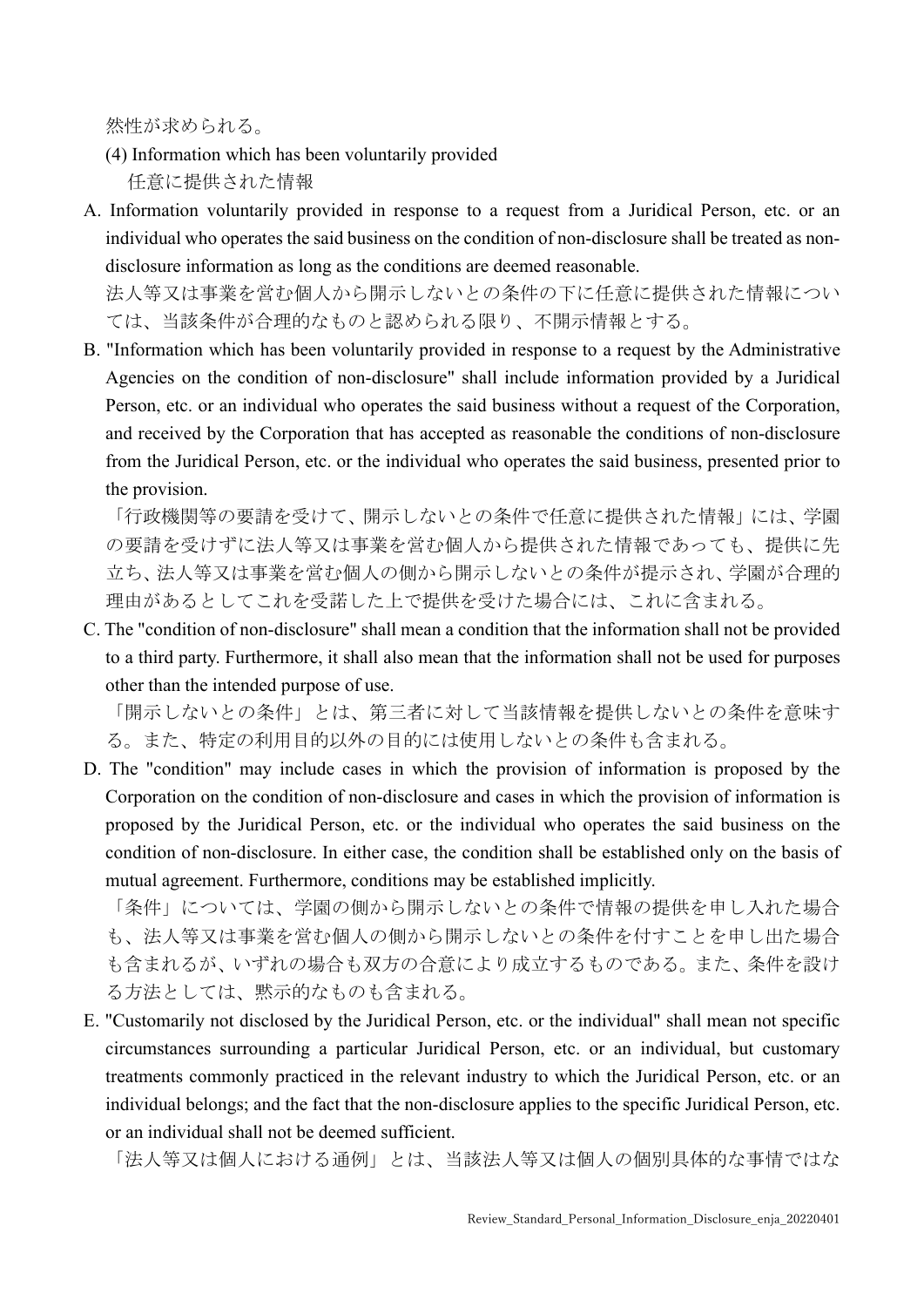然性が求められる。

(4) Information which has been voluntarily provided
任意に提供された情報

A. Information voluntarily provided in response to a request from a Juridical Person, etc. or an individual who operates the said business on the condition of non-disclosure shall be treated as non-disclosure information as long as the conditions are deemed reasonable.
法人等又は事業を営む個人から開示しないとの条件の下に任意に提供された情報については、当該条件が合理的なものと認められる限り、不開示情報とする。

B. "Information which has been voluntarily provided in response to a request by the Administrative Agencies on the condition of non-disclosure" shall include information provided by a Juridical Person, etc. or an individual who operates the said business without a request of the Corporation, and received by the Corporation that has accepted as reasonable the conditions of non-disclosure from the Juridical Person, etc. or the individual who operates the said business, presented prior to the provision.
「行政機関等の要請を受けて、開示しないとの条件で任意に提供された情報」には、学園の要請を受けずに法人等又は事業を営む個人から提供された情報であっても、提供に先立ち、法人等又は事業を営む個人の側から開示しないとの条件が提示され、学園が合理的理由があるとしてこれを受諾した上で提供を受けた場合には、これに含まれる。

C. The "condition of non-disclosure" shall mean a condition that the information shall not be provided to a third party. Furthermore, it shall also mean that the information shall not be used for purposes other than the intended purpose of use.
「開示しないとの条件」とは、第三者に対して当該情報を提供しないとの条件を意味する。また、特定の利用目的以外の目的には使用しないとの条件も含まれる。

D. The "condition" may include cases in which the provision of information is proposed by the Corporation on the condition of non-disclosure and cases in which the provision of information is proposed by the Juridical Person, etc. or the individual who operates the said business on the condition of non-disclosure. In either case, the condition shall be established only on the basis of mutual agreement. Furthermore, conditions may be established implicitly.
「条件」については、学園の側から開示しないとの条件で情報の提供を申し入れた場合も、法人等又は事業を営む個人の側から開示しないとの条件を付すことを申し出た場合も含まれるが、いずれの場合も双方の合意により成立するものである。また、条件を設ける方法としては、黙示的なものも含まれる。

E. "Customarily not disclosed by the Juridical Person, etc. or the individual" shall mean not specific circumstances surrounding a particular Juridical Person, etc. or an individual, but customary treatments commonly practiced in the relevant industry to which the Juridical Person, etc. or an individual belongs; and the fact that the non-disclosure applies to the specific Juridical Person, etc. or an individual shall not be deemed sufficient.
「法人等又は個人における通例」とは、当該法人等又は個人の個別具体的な事情ではな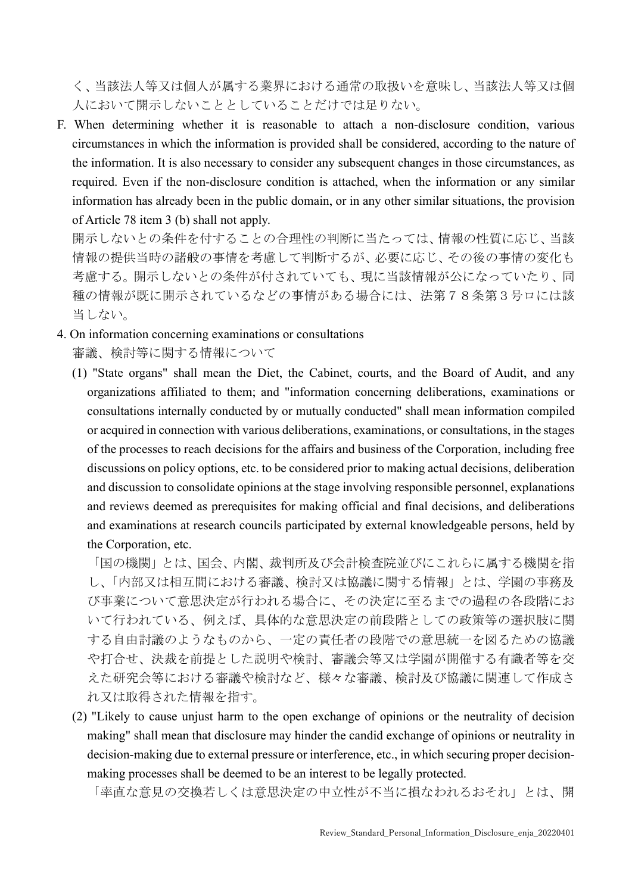く、当該法人等又は個人が属する業界における通常の取扱いを意味し、当該法人等又は個人において開示しないこととしていることだけでは足りない。

F. When determining whether it is reasonable to attach a non-disclosure condition, various circumstances in which the information is provided shall be considered, according to the nature of the information. It is also necessary to consider any subsequent changes in those circumstances, as required. Even if the non-disclosure condition is attached, when the information or any similar information has already been in the public domain, or in any other similar situations, the provision of Article 78 item 3 (b) shall not apply.
   開示しないとの条件を付することの合理性の判断に当たっては、情報の性質に応じ、当該情報の提供当時の諸般の事情を考慮して判断するが、必要に応じ、その後の事情の変化も考慮する。開示しないとの条件が付されていても、現に当該情報が公になっていたり、同種の情報が既に開示されているなどの事情がある場合には、法第７８条第３号ロには該当しない。

4. On information concerning examinations or consultations
   審議、検討等に関する情報について
   (1) "State organs" shall mean the Diet, the Cabinet, courts, and the Board of Audit, and any organizations affiliated to them; and "information concerning deliberations, examinations or consultations internally conducted by or mutually conducted" shall mean information compiled or acquired in connection with various deliberations, examinations, or consultations, in the stages of the processes to reach decisions for the affairs and business of the Corporation, including free discussions on policy options, etc. to be considered prior to making actual decisions, deliberation and discussion to consolidate opinions at the stage involving responsible personnel, explanations and reviews deemed as prerequisites for making official and final decisions, and deliberations and examinations at research councils participated by external knowledgeable persons, held by the Corporation, etc.
   「国の機関」とは、国会、内閣、裁判所及び会計検査院並びにこれらに属する機関を指し、「内部又は相互間における審議、検討又は協議に関する情報」とは、学園の事務及び事業について意思決定が行われる場合に、その決定に至るまでの過程の各段階において行われている、例えば、具体的な意思決定の前段階としての政策等の選択肢に関する自由討議のようなものから、一定の責任者の段階での意思統一を図るための協議や打合せ、決裁を前提とした説明や検討、審議会等又は学園が開催する有識者等を交えた研究会等における審議や検討など、様々な審議、検討及び協議に関連して作成され又は取得された情報を指す。
   (2) "Likely to cause unjust harm to the open exchange of opinions or the neutrality of decision making" shall mean that disclosure may hinder the candid exchange of opinions or neutrality in decision-making due to external pressure or interference, etc., in which securing proper decision-making processes shall be deemed to be an interest to be legally protected.
   「率直な意見の交換若しくは意思決定の中立性が不当に損なわれるおそれ」とは、開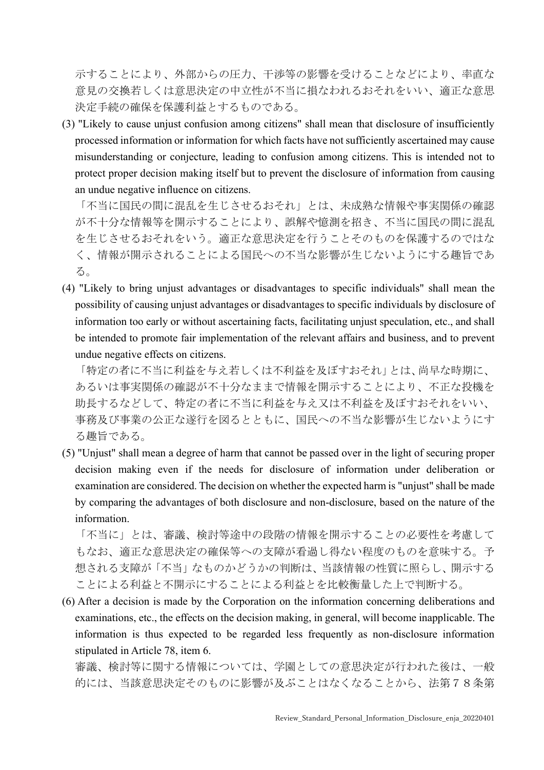示することにより、外部からの圧力、干渉等の影響を受けることなどにより、率直な意見の交換若しくは意思決定の中立性が不当に損なわれるおそれをいい、適正な意思決定手続の確保を保護利益とするものである。

(3) "Likely to cause unjust confusion among citizens" shall mean that disclosure of insufficiently processed information or information for which facts have not sufficiently ascertained may cause misunderstanding or conjecture, leading to confusion among citizens. This is intended not to protect proper decision making itself but to prevent the disclosure of information from causing an undue negative influence on citizens.

「不当に国民の間に混乱を生じさせるおそれ」とは、未成熟な情報や事実関係の確認が不十分な情報等を開示することにより、誤解や憶測を招き、不当に国民の間に混乱を生じさせるおそれをいう。適正な意思決定を行うことそのものを保護するのではなく、情報が開示されることによる国民への不当な影響が生じないようにする趣旨である。

(4) "Likely to bring unjust advantages or disadvantages to specific individuals" shall mean the possibility of causing unjust advantages or disadvantages to specific individuals by disclosure of information too early or without ascertaining facts, facilitating unjust speculation, etc., and shall be intended to promote fair implementation of the relevant affairs and business, and to prevent undue negative effects on citizens.

「特定の者に不当に利益を与え若しくは不利益を及ぼすおそれ」とは、尚早な時期に、あるいは事実関係の確認が不十分なままで情報を開示することにより、不正な投機を助長するなどして、特定の者に不当に利益を与え又は不利益を及ぼすおそれをいい、事務及び事業の公正な遂行を図るとともに、国民への不当な影響が生じないようにする趣旨である。

(5) "Unjust" shall mean a degree of harm that cannot be passed over in the light of securing proper decision making even if the needs for disclosure of information under deliberation or examination are considered. The decision on whether the expected harm is "unjust" shall be made by comparing the advantages of both disclosure and non-disclosure, based on the nature of the information.

「不当に」とは、審議、検討等途中の段階の情報を開示することの必要性を考慮してもなお、適正な意思決定の確保等への支障が看過し得ない程度のものを意味する。予想される支障が「不当」なものかどうかの判断は、当該情報の性質に照らし、開示することによる利益と不開示にすることによる利益とを比較衡量した上で判断する。

(6) After a decision is made by the Corporation on the information concerning deliberations and examinations, etc., the effects on the decision making, in general, will become inapplicable. The information is thus expected to be regarded less frequently as non-disclosure information stipulated in Article 78, item 6.

審議、検討等に関する情報については、学園としての意思決定が行われた後は、一般的には、当該意思決定そのものに影響が及ぶことはなくなることから、法第７８条第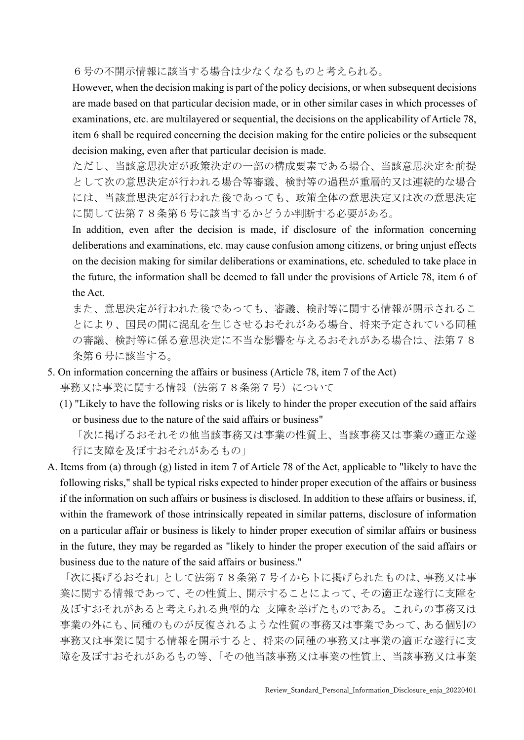６号の不開示情報に該当する場合は少なくなるものと考えられる。

However, when the decision making is part of the policy decisions, or when subsequent decisions are made based on that particular decision made, or in other similar cases in which processes of examinations, etc. are multilayered or sequential, the decisions on the applicability of Article 78, item 6 shall be required concerning the decision making for the entire policies or the subsequent decision making, even after that particular decision is made.

ただし、当該意思決定が政策決定の一部の構成要素である場合、当該意思決定を前提として次の意思決定が行われる場合等審議、検討等の過程が重層的又は連続的な場合には、当該意思決定が行われた後であっても、政策全体の意思決定又は次の意思決定に関して法第７８条第６号に該当するかどうか判断する必要がある。

In addition, even after the decision is made, if disclosure of the information concerning deliberations and examinations, etc. may cause confusion among citizens, or bring unjust effects on the decision making for similar deliberations or examinations, etc. scheduled to take place in the future, the information shall be deemed to fall under the provisions of Article 78, item 6 of the Act.

また、意思決定が行われた後であっても、審議、検討等に関する情報が開示されることにより、国民の間に混乱を生じさせるおそれがある場合、将来予定されている同種の審議、検討等に係る意思決定に不当な影響を与えるおそれがある場合は、法第７８条第６号に該当する。

5. On information concerning the affairs or business (Article 78, item 7 of the Act)
事務又は事業に関する情報（法第７８条第７号）について

(1) "Likely to have the following risks or is likely to hinder the proper execution of the said affairs or business due to the nature of the said affairs or business"
「次に掲げるおそれその他当該事務又は事業の性質上、当該事務又は事業の適正な遂行に支障を及ぼすおそれがあるもの」

A. Items from (a) through (g) listed in item 7 of Article 78 of the Act, applicable to "likely to have the following risks," shall be typical risks expected to hinder proper execution of the affairs or business if the information on such affairs or business is disclosed. In addition to these affairs or business, if, within the framework of those intrinsically repeated in similar patterns, disclosure of information on a particular affair or business is likely to hinder proper execution of similar affairs or business in the future, they may be regarded as "likely to hinder the proper execution of the said affairs or business due to the nature of the said affairs or business."

「次に掲げるおそれ」として法第７８条第７号イからトに掲げられたものは、事務又は事業に関する情報であって、その性質上、開示することによって、その適正な遂行に支障を及ぼすおそれがあると考えられる典型的な 支障を挙げたものである。これらの事務又は事業の外にも、同種のものが反復されるような性質の事務又は事業であって、ある個別の事務又は事業に関する情報を開示すると、将来の同種の事務又は事業の適正な遂行に支障を及ぼすおそれがあるもの等、「その他当該事務又は事業の性質上、当該事務又は事業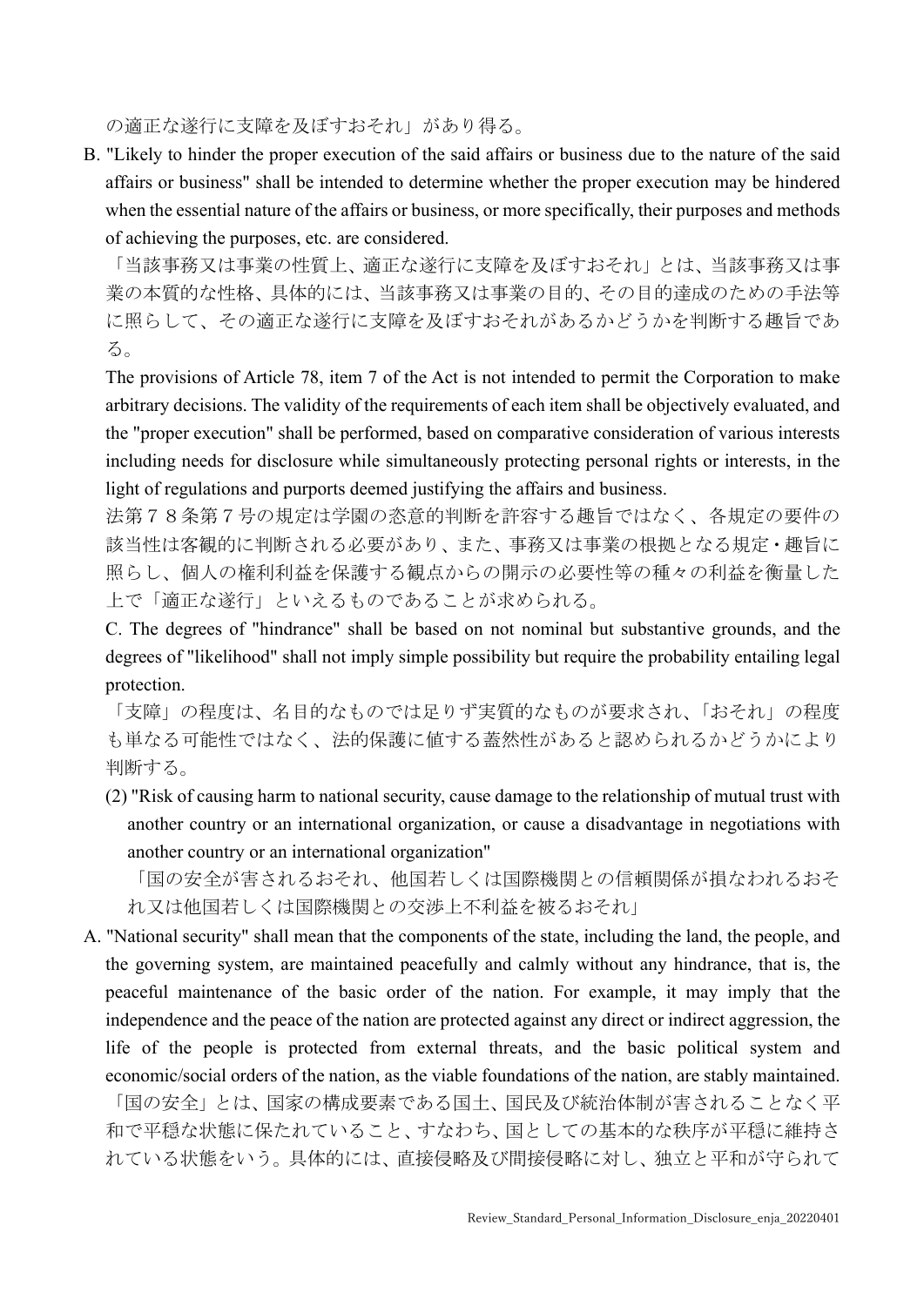の適正な遂行に支障を及ぼすおそれ」があり得る。

B. "Likely to hinder the proper execution of the said affairs or business due to the nature of the said affairs or business" shall be intended to determine whether the proper execution may be hindered when the essential nature of the affairs or business, or more specifically, their purposes and methods of achieving the purposes, etc. are considered.

「当該事務又は事業の性質上、適正な遂行に支障を及ぼすおそれ」とは、当該事務又は事業の本質的な性格、具体的には、当該事務又は事業の目的、その目的達成のための手法等に照らして、その適正な遂行に支障を及ぼすおそれがあるかどうかを判断する趣旨である。

The provisions of Article 78, item 7 of the Act is not intended to permit the Corporation to make arbitrary decisions. The validity of the requirements of each item shall be objectively evaluated, and the "proper execution" shall be performed, based on comparative consideration of various interests including needs for disclosure while simultaneously protecting personal rights or interests, in the light of regulations and purports deemed justifying the affairs and business.

法第７８条第７号の規定は学園の恣意的判断を許容する趣旨ではなく、各規定の要件の該当性は客観的に判断される必要があり、また、事務又は事業の根拠となる規定・趣旨に照らし、個人の権利利益を保護する観点からの開示の必要性等の種々の利益を衡量した上で「適正な遂行」といえるものであることが求められる。

C. The degrees of "hindrance" shall be based on not nominal but substantive grounds, and the degrees of "likelihood" shall not imply simple possibility but require the probability entailing legal protection.

「支障」の程度は、名目的なものでは足りず実質的なものが要求され、「おそれ」の程度も単なる可能性ではなく、法的保護に値する蓋然性があると認められるかどうかにより判断する。

(2) "Risk of causing harm to national security, cause damage to the relationship of mutual trust with another country or an international organization, or cause a disadvantage in negotiations with another country or an international organization"

「国の安全が害されるおそれ、他国若しくは国際機関との信頼関係が損なわれるおそれ又は他国若しくは国際機関との交渉上不利益を被るおそれ」

A. "National security" shall mean that the components of the state, including the land, the people, and the governing system, are maintained peacefully and calmly without any hindrance, that is, the peaceful maintenance of the basic order of the nation. For example, it may imply that the independence and the peace of the nation are protected against any direct or indirect aggression, the life of the people is protected from external threats, and the basic political system and economic/social orders of the nation, as the viable foundations of the nation, are stably maintained.

「国の安全」とは、国家の構成要素である国土、国民及び統治体制が害されることなく平和で平穏な状態に保たれていること、すなわち、国としての基本的な秩序が平穏に維持されている状態をいう。具体的には、直接侵略及び間接侵略に対し、独立と平和が守られて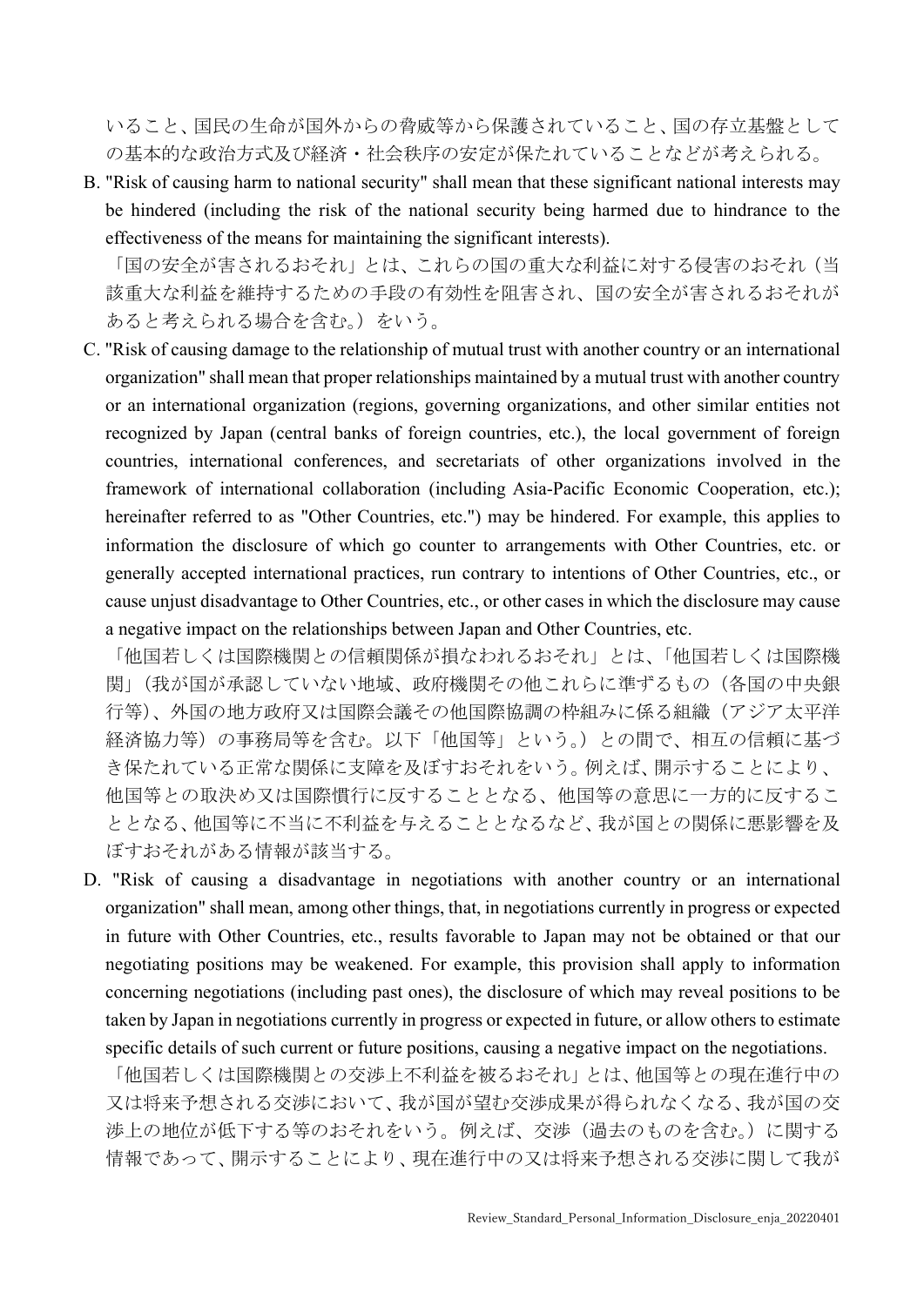いること、国民の生命が国外からの脅威等から保護されていること、国の存立基盤としての基本的な政治方式及び経済・社会秩序の安定が保たれていることなどが考えられる。

B. "Risk of causing harm to national security" shall mean that these significant national interests may be hindered (including the risk of the national security being harmed due to hindrance to the effectiveness of the means for maintaining the significant interests).

「国の安全が害されるおそれ」とは、これらの国の重大な利益に対する侵害のおそれ（当該重大な利益を維持するための手段の有効性を阻害され、国の安全が害されるおそれがあると考えられる場合を含む。）をいう。

C. "Risk of causing damage to the relationship of mutual trust with another country or an international organization" shall mean that proper relationships maintained by a mutual trust with another country or an international organization (regions, governing organizations, and other similar entities not recognized by Japan (central banks of foreign countries, etc.), the local government of foreign countries, international conferences, and secretariats of other organizations involved in the framework of international collaboration (including Asia-Pacific Economic Cooperation, etc.); hereinafter referred to as "Other Countries, etc.") may be hindered. For example, this applies to information the disclosure of which go counter to arrangements with Other Countries, etc. or generally accepted international practices, run contrary to intentions of Other Countries, etc., or cause unjust disadvantage to Other Countries, etc., or other cases in which the disclosure may cause a negative impact on the relationships between Japan and Other Countries, etc.

「他国若しくは国際機関との信頼関係が損なわれるおそれ」とは、「他国若しくは国際機関」（我が国が承認していない地域、政府機関その他これらに準ずるもの（各国の中央銀行等）、外国の地方政府又は国際会議その他国際協調の枠組みに係る組織（アジア太平洋経済協力等）の事務局等を含む。以下「他国等」という。）との間で、相互の信頼に基づき保たれている正常な関係に支障を及ぼすおそれをいう。例えば、開示することにより、他国等との取決め又は国際慣行に反することとなる、他国等の意思に一方的に反することとなる、他国等に不当に不利益を与えることとなるなど、我が国との関係に悪影響を及ぼすおそれがある情報が該当する。

D. "Risk of causing a disadvantage in negotiations with another country or an international organization" shall mean, among other things, that, in negotiations currently in progress or expected in future with Other Countries, etc., results favorable to Japan may not be obtained or that our negotiating positions may be weakened. For example, this provision shall apply to information concerning negotiations (including past ones), the disclosure of which may reveal positions to be taken by Japan in negotiations currently in progress or expected in future, or allow others to estimate specific details of such current or future positions, causing a negative impact on the negotiations.

「他国若しくは国際機関との交渉上不利益を被るおそれ」とは、他国等との現在進行中の又は将来予想される交渉において、我が国が望む交渉成果が得られなくなる、我が国の交渉上の地位が低下する等のおそれをいう。例えば、交渉（過去のものを含む。）に関する情報であって、開示することにより、現在進行中の又は将来予想される交渉に関して我が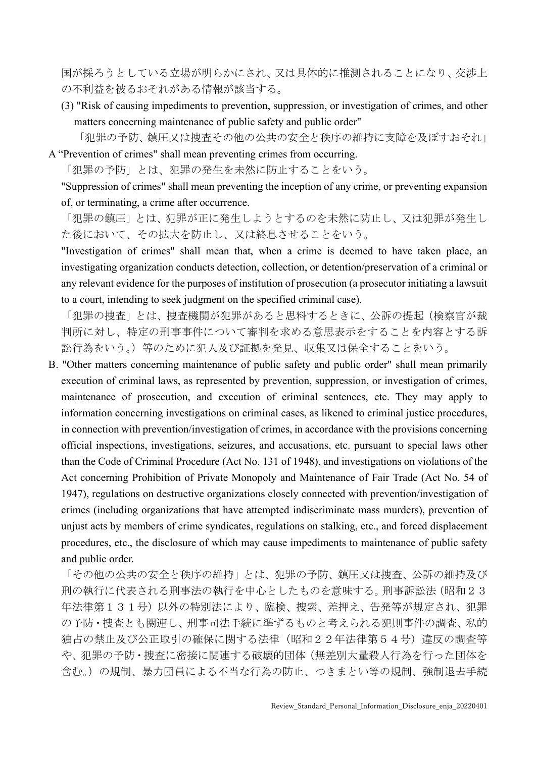国が採ろうとしている立場が明らかにされ、又は具体的に推測されることになり、交渉上の不利益を被るおそれがある情報が該当する。

(3) "Risk of causing impediments to prevention, suppression, or investigation of crimes, and other matters concerning maintenance of public safety and public order"

「犯罪の予防、鎮圧又は捜査その他の公共の安全と秩序の維持に支障を及ぼすおそれ」

A "Prevention of crimes" shall mean preventing crimes from occurring.

「犯罪の予防」とは、犯罪の発生を未然に防止することをいう。

"Suppression of crimes" shall mean preventing the inception of any crime, or preventing expansion of, or terminating, a crime after occurrence.

「犯罪の鎮圧」とは、犯罪が正に発生しようとするのを未然に防止し、又は犯罪が発生した後において、その拡大を防止し、又は終息させることをいう。

"Investigation of crimes" shall mean that, when a crime is deemed to have taken place, an investigating organization conducts detection, collection, or detention/preservation of a criminal or any relevant evidence for the purposes of institution of prosecution (a prosecutor initiating a lawsuit to a court, intending to seek judgment on the specified criminal case).

「犯罪の捜査」とは、捜査機関が犯罪があると思料するときに、公訴の提起（検察官が裁判所に対し、特定の刑事事件について審判を求める意思表示をすることを内容とする訴訟行為をいう。）等のために犯人及び証拠を発見、収集又は保全することをいう。

B. "Other matters concerning maintenance of public safety and public order" shall mean primarily execution of criminal laws, as represented by prevention, suppression, or investigation of crimes, maintenance of prosecution, and execution of criminal sentences, etc. They may apply to information concerning investigations on criminal cases, as likened to criminal justice procedures, in connection with prevention/investigation of crimes, in accordance with the provisions concerning official inspections, investigations, seizures, and accusations, etc. pursuant to special laws other than the Code of Criminal Procedure (Act No. 131 of 1948), and investigations on violations of the Act concerning Prohibition of Private Monopoly and Maintenance of Fair Trade (Act No. 54 of 1947), regulations on destructive organizations closely connected with prevention/investigation of crimes (including organizations that have attempted indiscriminate mass murders), prevention of unjust acts by members of crime syndicates, regulations on stalking, etc., and forced displacement procedures, etc., the disclosure of which may cause impediments to maintenance of public safety and public order.

「その他の公共の安全と秩序の維持」とは、犯罪の予防、鎮圧又は捜査、公訴の維持及び刑の執行に代表される刑事法の執行を中心としたものを意味する。刑事訴訟法（昭和２３年法律第１３１号）以外の特別法により、臨検、捜索、差押え、告発等が規定され、犯罪の予防・捜査とも関連し、刑事司法手続に準ずるものと考えられる犯則事件の調査、私的独占の禁止及び公正取引の確保に関する法律（昭和２２年法律第５４号）違反の調査等や、犯罪の予防・捜査に密接に関連する破壊的団体（無差別大量殺人行為を行った団体を含む。）の規制、暴力団員による不当な行為の防止、つきまとい等の規制、強制退去手続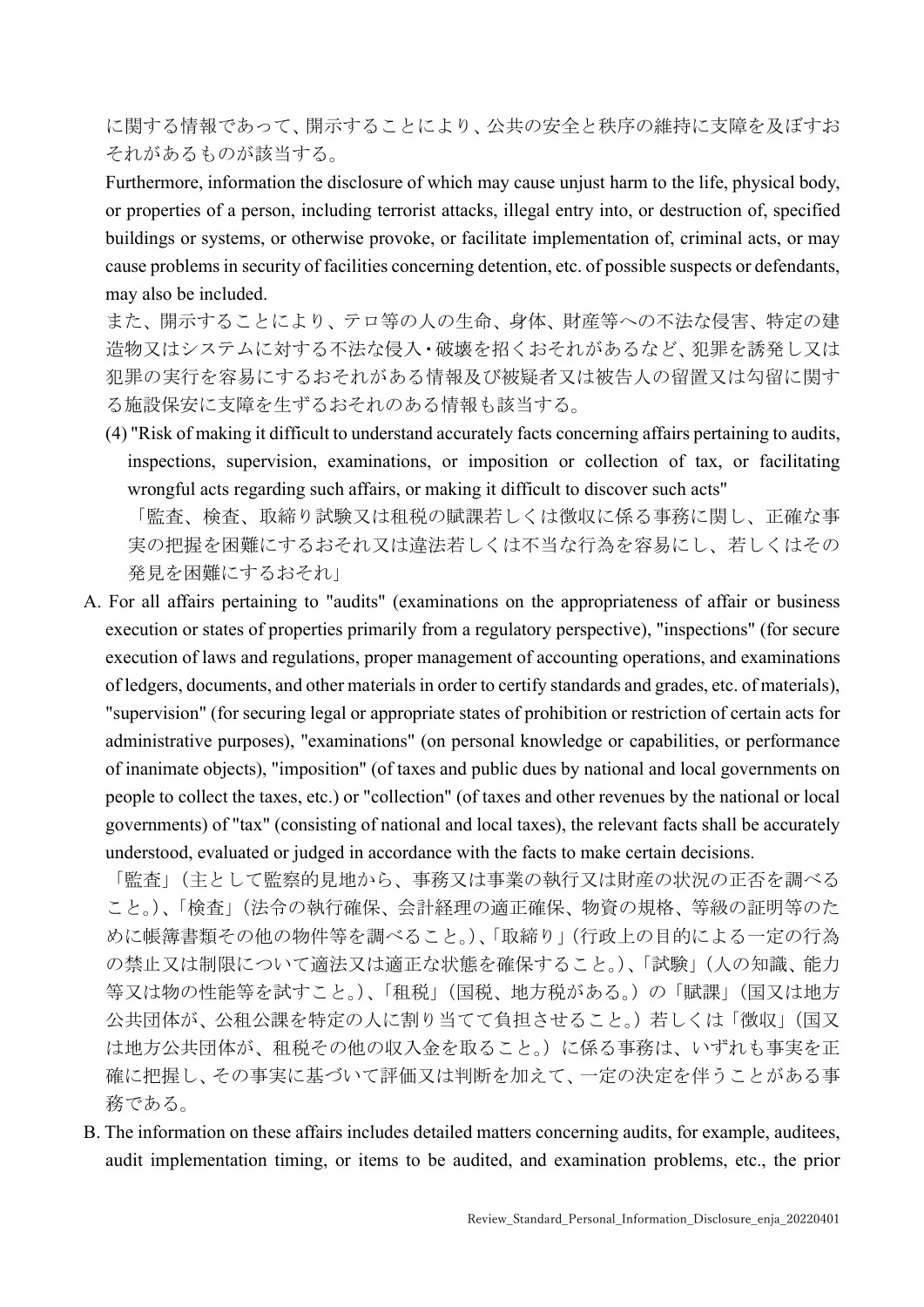に関する情報であって、開示することにより、公共の安全と秩序の維持に支障を及ぼすおそれがあるものが該当する。

Furthermore, information the disclosure of which may cause unjust harm to the life, physical body, or properties of a person, including terrorist attacks, illegal entry into, or destruction of, specified buildings or systems, or otherwise provoke, or facilitate implementation of, criminal acts, or may cause problems in security of facilities concerning detention, etc. of possible suspects or defendants, may also be included.

また、開示することにより、テロ等の人の生命、身体、財産等への不法な侵害、特定の建造物又はシステムに対する不法な侵入・破壊を招くおそれがあるなど、犯罪を誘発し又は犯罪の実行を容易にするおそれがある情報及び被疑者又は被告人の留置又は勾留に関する施設保安に支障を生ずるおそれのある情報も該当する。

(4) "Risk of making it difficult to understand accurately facts concerning affairs pertaining to audits, inspections, supervision, examinations, or imposition or collection of tax, or facilitating wrongful acts regarding such affairs, or making it difficult to discover such acts"

「監査、検査、取締り試験又は租税の賦課若しくは徴収に係る事務に関し、正確な事実の把握を困難にするおそれ又は違法若しくは不当な行為を容易にし、若しくはその発見を困難にするおそれ」

A. For all affairs pertaining to "audits" (examinations on the appropriateness of affair or business execution or states of properties primarily from a regulatory perspective), "inspections" (for secure execution of laws and regulations, proper management of accounting operations, and examinations of ledgers, documents, and other materials in order to certify standards and grades, etc. of materials), "supervision" (for securing legal or appropriate states of prohibition or restriction of certain acts for administrative purposes), "examinations" (on personal knowledge or capabilities, or performance of inanimate objects), "imposition" (of taxes and public dues by national and local governments on people to collect the taxes, etc.) or "collection" (of taxes and other revenues by the national or local governments) of "tax" (consisting of national and local taxes), the relevant facts shall be accurately understood, evaluated or judged in accordance with the facts to make certain decisions.

「監査」（主として監察的見地から、事務又は事業の執行又は財産の状況の正否を調べること。）、「検査」（法令の執行確保、会計経理の適正確保、物資の規格、等級の証明等のために帳簿書類その他の物件等を調べること。）、「取締り」（行政上の目的による一定の行為の禁止又は制限について適法又は適正な状態を確保すること。）、「試験」（人の知識、能力等又は物の性能等を試すこと。）、「租税」（国税、地方税がある。）の「賦課」（国又は地方公共団体が、公租公課を特定の人に割り当てて負担させること。）若しくは「徴収」（国又は地方公共団体が、租税その他の収入金を取ること。）に係る事務は、いずれも事実を正確に把握し、その事実に基づいて評価又は判断を加えて、一定の決定を伴うことがある事務である。

B. The information on these affairs includes detailed matters concerning audits, for example, auditees, audit implementation timing, or items to be audited, and examination problems, etc., the prior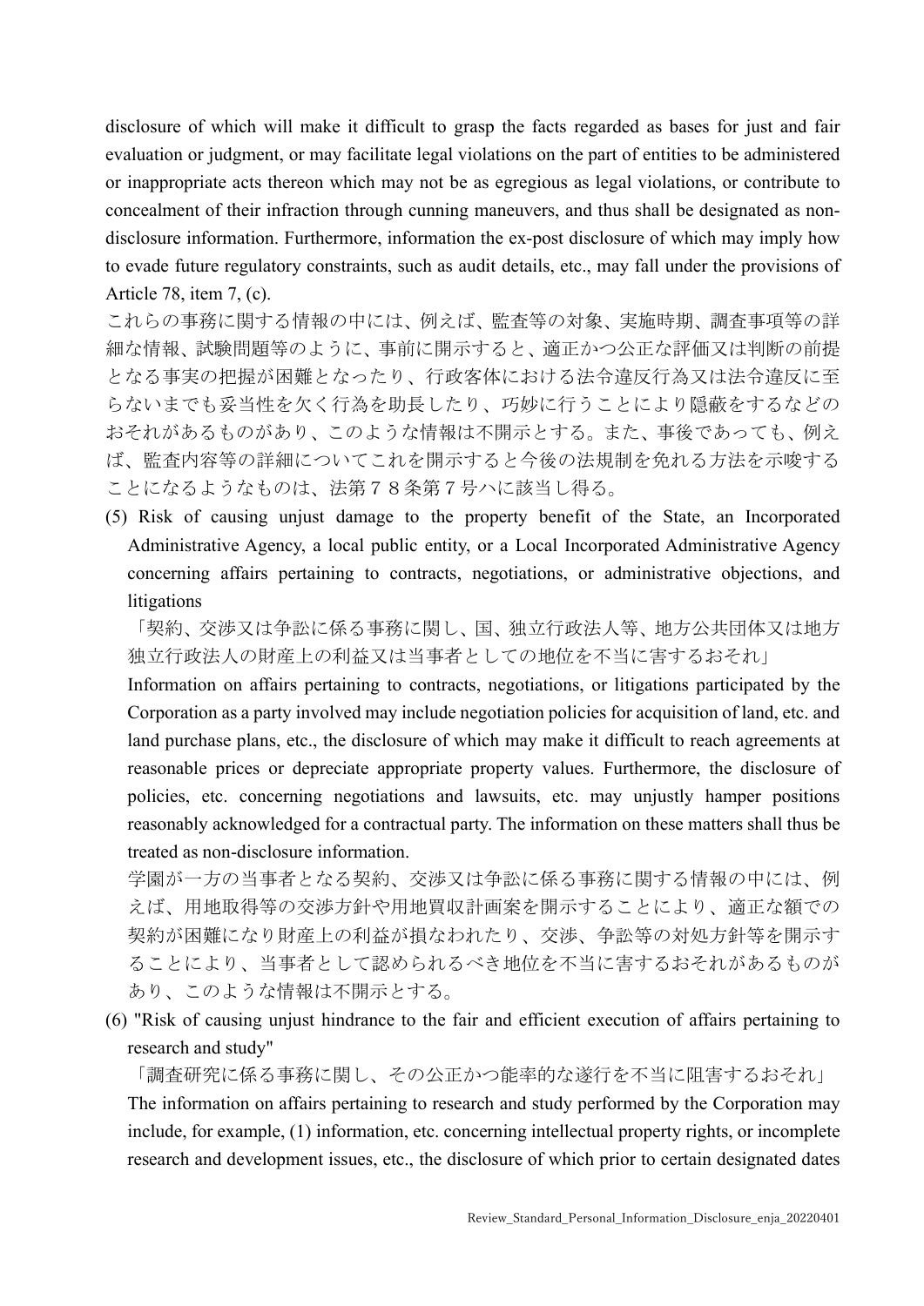disclosure of which will make it difficult to grasp the facts regarded as bases for just and fair evaluation or judgment, or may facilitate legal violations on the part of entities to be administered or inappropriate acts thereon which may not be as egregious as legal violations, or contribute to concealment of their infraction through cunning maneuvers, and thus shall be designated as non-disclosure information. Furthermore, information the ex-post disclosure of which may imply how to evade future regulatory constraints, such as audit details, etc., may fall under the provisions of Article 78, item 7, (c).

これらの事務に関する情報の中には、例えば、監査等の対象、実施時期、調査事項等の詳細な情報、試験問題等のように、事前に開示すると、適正かつ公正な評価又は判断の前提となる事実の把握が困難となったり、行政客体における法令違反行為又は法令違反に至らないまでも妥当性を欠く行為を助長したり、巧妙に行うことにより隠蔽をするなどのおそれがあるものがあり、このような情報は不開示とする。また、事後であっても、例えば、監査内容等の詳細についてこれを開示すると今後の法規制を免れる方法を示唆することになるようなものは、法第７８条第７号ハに該当し得る。

(5) Risk of causing unjust damage to the property benefit of the State, an Incorporated Administrative Agency, a local public entity, or a Local Incorporated Administrative Agency concerning affairs pertaining to contracts, negotiations, or administrative objections, and litigations

「契約、交渉又は争訟に係る事務に関し、国、独立行政法人等、地方公共団体又は地方独立行政法人の財産上の利益又は当事者としての地位を不当に害するおそれ」

Information on affairs pertaining to contracts, negotiations, or litigations participated by the Corporation as a party involved may include negotiation policies for acquisition of land, etc. and land purchase plans, etc., the disclosure of which may make it difficult to reach agreements at reasonable prices or depreciate appropriate property values. Furthermore, the disclosure of policies, etc. concerning negotiations and lawsuits, etc. may unjustly hamper positions reasonably acknowledged for a contractual party. The information on these matters shall thus be treated as non-disclosure information.

学園が一方の当事者となる契約、交渉又は争訟に係る事務に関する情報の中には、例えば、用地取得等の交渉方針や用地買収計画案を開示することにより、適正な額での契約が困難になり財産上の利益が損なわれたり、交渉、争訟等の対処方針等を開示することにより、当事者として認められるべき地位を不当に害するおそれがあるものがあり、このような情報は不開示とする。

(6) "Risk of causing unjust hindrance to the fair and efficient execution of affairs pertaining to research and study"

「調査研究に係る事務に関し、その公正かつ能率的な遂行を不当に阻害するおそれ」

The information on affairs pertaining to research and study performed by the Corporation may include, for example, (1) information, etc. concerning intellectual property rights, or incomplete research and development issues, etc., the disclosure of which prior to certain designated dates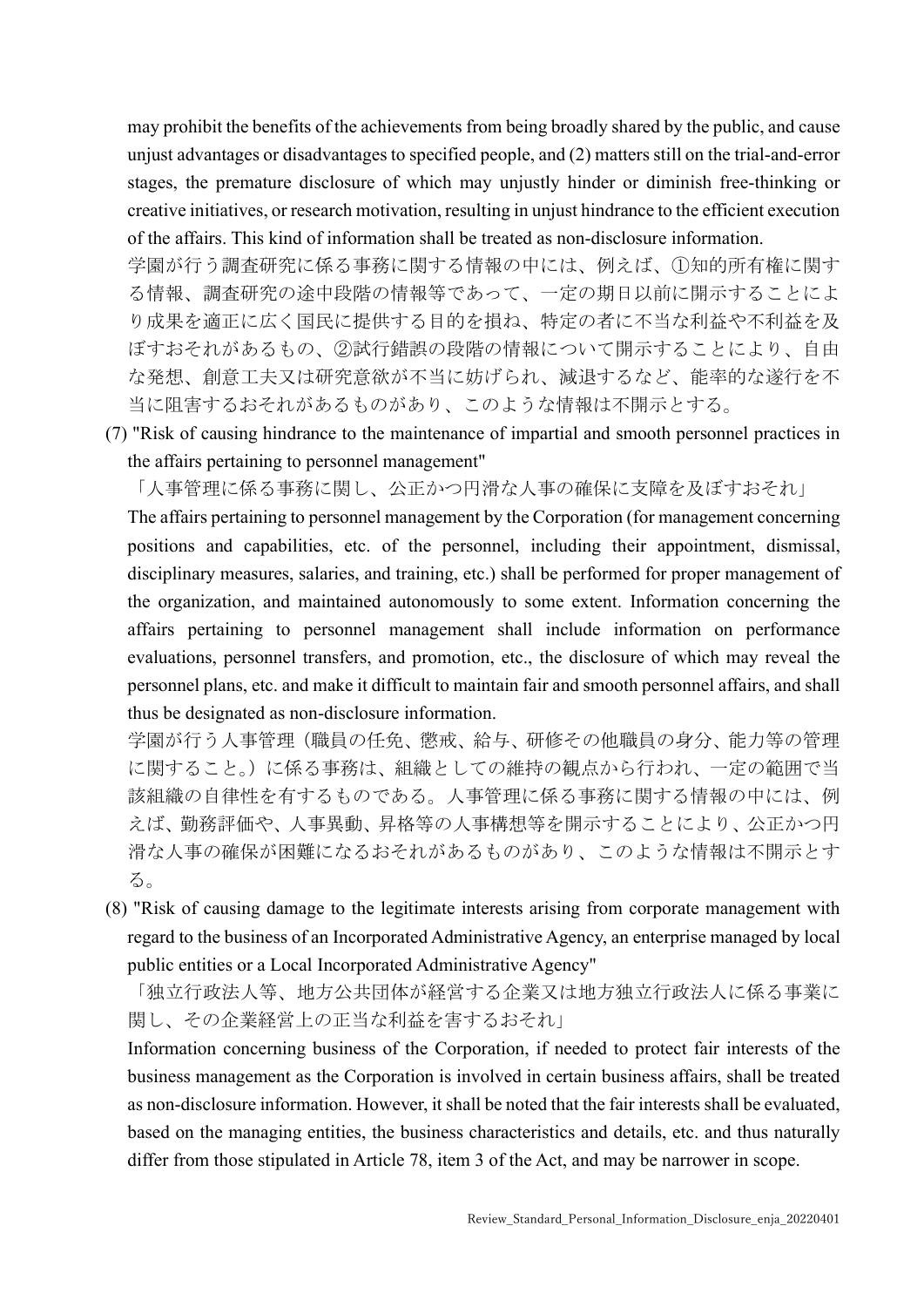may prohibit the benefits of the achievements from being broadly shared by the public, and cause unjust advantages or disadvantages to specified people, and (2) matters still on the trial-and-error stages, the premature disclosure of which may unjustly hinder or diminish free-thinking or creative initiatives, or research motivation, resulting in unjust hindrance to the efficient execution of the affairs. This kind of information shall be treated as non-disclosure information.

学園が行う調査研究に係る事務に関する情報の中には、例えば、①知的所有権に関する情報、調査研究の途中段階の情報等であって、一定の期日以前に開示することにより成果を適正に広く国民に提供する目的を損ね、特定の者に不当な利益や不利益を及ぼすおそれがあるもの、②試行錯誤の段階の情報について開示することにより、自由な発想、創意工夫又は研究意欲が不当に妨げられ、減退するなど、能率的な遂行を不当に阻害するおそれがあるものがあり、このような情報は不開示とする。

(7) "Risk of causing hindrance to the maintenance of impartial and smooth personnel practices in the affairs pertaining to personnel management"

「人事管理に係る事務に関し、公正かつ円滑な人事の確保に支障を及ぼすおそれ」

The affairs pertaining to personnel management by the Corporation (for management concerning positions and capabilities, etc. of the personnel, including their appointment, dismissal, disciplinary measures, salaries, and training, etc.) shall be performed for proper management of the organization, and maintained autonomously to some extent. Information concerning the affairs pertaining to personnel management shall include information on performance evaluations, personnel transfers, and promotion, etc., the disclosure of which may reveal the personnel plans, etc. and make it difficult to maintain fair and smooth personnel affairs, and shall thus be designated as non-disclosure information.

学園が行う人事管理（職員の任免、懲戒、給与、研修その他職員の身分、能力等の管理に関すること。）に係る事務は、組織としての維持の観点から行われ、一定の範囲で当該組織の自律性を有するものである。人事管理に係る事務に関する情報の中には、例えば、勤務評価や、人事異動、昇格等の人事構想等を開示することにより、公正かつ円滑な人事の確保が困難になるおそれがあるものがあり、このような情報は不開示とする。

(8) "Risk of causing damage to the legitimate interests arising from corporate management with regard to the business of an Incorporated Administrative Agency, an enterprise managed by local public entities or a Local Incorporated Administrative Agency"

「独立行政法人等、地方公共団体が経営する企業又は地方独立行政法人に係る事業に関し、その企業経営上の正当な利益を害するおそれ」

Information concerning business of the Corporation, if needed to protect fair interests of the business management as the Corporation is involved in certain business affairs, shall be treated as non-disclosure information. However, it shall be noted that the fair interests shall be evaluated, based on the managing entities, the business characteristics and details, etc. and thus naturally differ from those stipulated in Article 78, item 3 of the Act, and may be narrower in scope.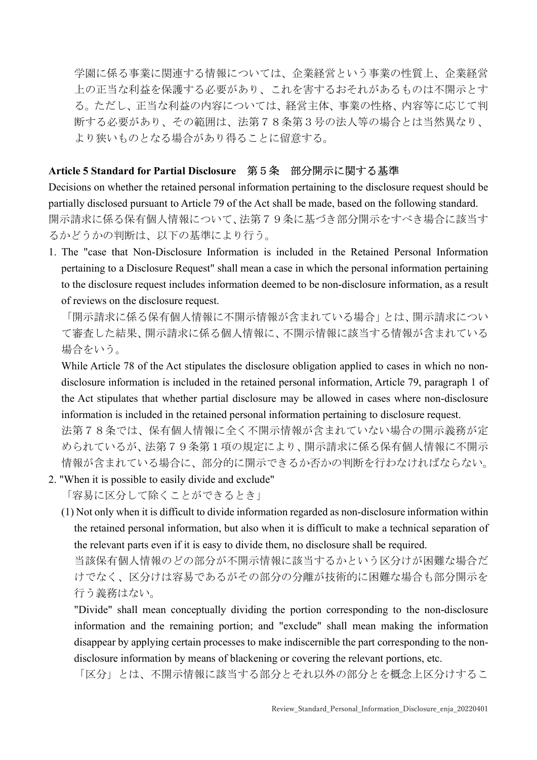学園に係る事業に関連する情報については、企業経営という事業の性質上、企業経営上の正当な利益を保護する必要があり、これを害するおそれがあるものは不開示とする。ただし、正当な利益の内容については、経営主体、事業の性格、内容等に応じて判断する必要があり、その範囲は、法第７８条第３号の法人等の場合とは当然異なり、より狭いものとなる場合があり得ることに留意する。

**Article 5 Standard for Partial Disclosure　第５条　部分開示に関する基準**

Decisions on whether the retained personal information pertaining to the disclosure request should be partially disclosed pursuant to Article 79 of the Act shall be made, based on the following standard.
開示請求に係る保有個人情報について、法第７９条に基づき部分開示をすべき場合に該当するかどうかの判断は、以下の基準により行う。

1. The "case that Non-Disclosure Information is included in the Retained Personal Information pertaining to a Disclosure Request" shall mean a case in which the personal information pertaining to the disclosure request includes information deemed to be non-disclosure information, as a result of reviews on the disclosure request.
   「開示請求に係る保有個人情報に不開示情報が含まれている場合」とは、開示請求について審査した結果、開示請求に係る個人情報に、不開示情報に該当する情報が含まれている場合をいう。
   While Article 78 of the Act stipulates the disclosure obligation applied to cases in which no non-disclosure information is included in the retained personal information, Article 79, paragraph 1 of the Act stipulates that whether partial disclosure may be allowed in cases where non-disclosure information is included in the retained personal information pertaining to disclosure request.
   法第７８条では、保有個人情報に全く不開示情報が含まれていない場合の開示義務が定められているが、法第７９条第１項の規定により、開示請求に係る保有個人情報に不開示情報が含まれている場合に、部分的に開示できるか否かの判断を行わなければならない。
2. "When it is possible to easily divide and exclude"
   「容易に区分して除くことができるとき」
   (1) Not only when it is difficult to divide information regarded as non-disclosure information within the retained personal information, but also when it is difficult to make a technical separation of the relevant parts even if it is easy to divide them, no disclosure shall be required.
   当該保有個人情報のどの部分が不開示情報に該当するかという区分けが困難な場合だけでなく、区分けは容易であるがその部分の分離が技術的に困難な場合も部分開示を行う義務はない。
   "Divide" shall mean conceptually dividing the portion corresponding to the non-disclosure information and the remaining portion; and "exclude" shall mean making the information disappear by applying certain processes to make indiscernible the part corresponding to the non-disclosure information by means of blackening or covering the relevant portions, etc.
   「区分」とは、不開示情報に該当する部分とそれ以外の部分とを概念上区分けするこ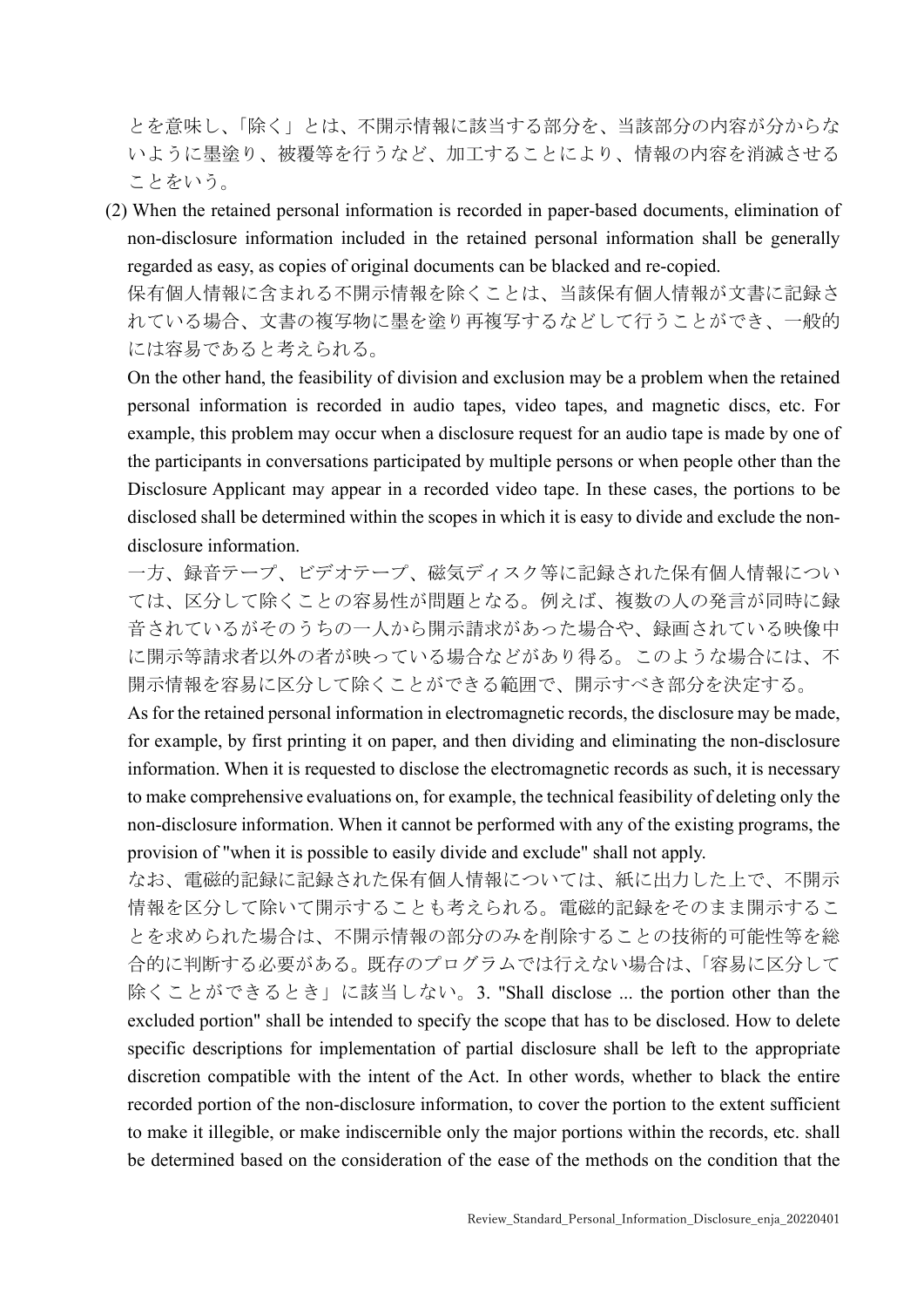とを意味し、「除く」とは、不開示情報に該当する部分を、当該部分の内容が分からないように墨塗り、被覆等を行うなど、加工することにより、情報の内容を消滅させることをいう。

(2) When the retained personal information is recorded in paper-based documents, elimination of non-disclosure information included in the retained personal information shall be generally regarded as easy, as copies of original documents can be blacked and re-copied.

保有個人情報に含まれる不開示情報を除くことは、当該保有個人情報が文書に記録されている場合、文書の複写物に墨を塗り再複写するなどして行うことができ、一般的には容易であると考えられる。

On the other hand, the feasibility of division and exclusion may be a problem when the retained personal information is recorded in audio tapes, video tapes, and magnetic discs, etc. For example, this problem may occur when a disclosure request for an audio tape is made by one of the participants in conversations participated by multiple persons or when people other than the Disclosure Applicant may appear in a recorded video tape. In these cases, the portions to be disclosed shall be determined within the scopes in which it is easy to divide and exclude the non-disclosure information.

一方、録音テープ、ビデオテープ、磁気ディスク等に記録された保有個人情報については、区分して除くことの容易性が問題となる。例えば、複数の人の発言が同時に録音されているがそのうちの一人から開示請求があった場合や、録画されている映像中に開示等請求者以外の者が映っている場合などがあり得る。このような場合には、不開示情報を容易に区分して除くことができる範囲で、開示すべき部分を決定する。

As for the retained personal information in electromagnetic records, the disclosure may be made, for example, by first printing it on paper, and then dividing and eliminating the non-disclosure information. When it is requested to disclose the electromagnetic records as such, it is necessary to make comprehensive evaluations on, for example, the technical feasibility of deleting only the non-disclosure information. When it cannot be performed with any of the existing programs, the provision of "when it is possible to easily divide and exclude" shall not apply.

なお、電磁的記録に記録された保有個人情報については、紙に出力した上で、不開示情報を区分して除いて開示することも考えられる。電磁的記録をそのまま開示することを求められた場合は、不開示情報の部分のみを削除することの技術的可能性等を総合的に判断する必要がある。既存のプログラムでは行えない場合は、「容易に区分して除くことができるとき」に該当しない。3. "Shall disclose ... the portion other than the excluded portion" shall be intended to specify the scope that has to be disclosed. How to delete specific descriptions for implementation of partial disclosure shall be left to the appropriate discretion compatible with the intent of the Act. In other words, whether to black the entire recorded portion of the non-disclosure information, to cover the portion to the extent sufficient to make it illegible, or make indiscernible only the major portions within the records, etc. shall be determined based on the consideration of the ease of the methods on the condition that the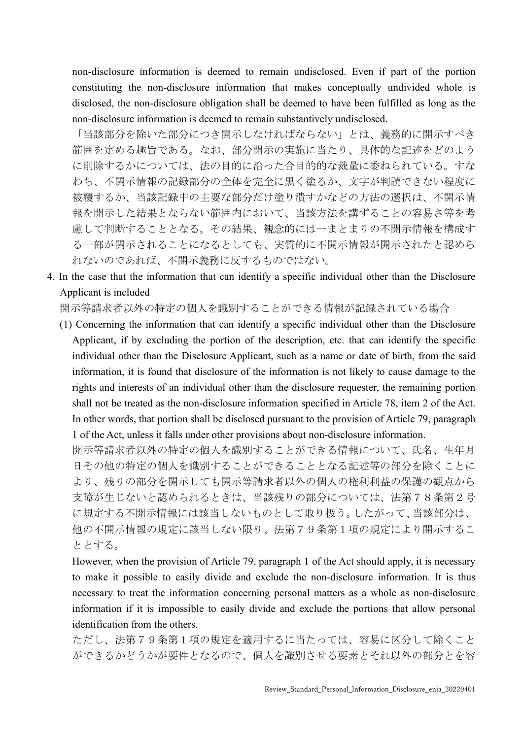non-disclosure information is deemed to remain undisclosed. Even if part of the portion constituting the non-disclosure information that makes conceptually undivided whole is disclosed, the non-disclosure obligation shall be deemed to have been fulfilled as long as the non-disclosure information is deemed to remain substantively undisclosed.

「当該部分を除いた部分につき開示しなければならない」とは、義務的に開示すべき範囲を定める趣旨である。なお、部分開示の実施に当たり、具体的な記述をどのように削除するかについては、法の目的に沿った合目的的な裁量に委ねられている。すなわち、不開示情報の記録部分の全体を完全に黒く塗るか、文字が判読できない程度に被覆するか、当該記録中の主要な部分だけ塗り潰すかなどの方法の選択は、不開示情報を開示した結果とならない範囲内において、当該方法を講ずることの容易さ等を考慮して判断することとなる。その結果、観念的には一まとまりの不開示情報を構成する一部が開示されることになるとしても、実質的に不開示情報が開示されたと認められないのであれば、不開示義務に反するものではない。

4. In the case that the information that can identify a specific individual other than the Disclosure Applicant is included

   開示等請求者以外の特定の個人を識別することができる情報が記録されている場合

   (1) Concerning the information that can identify a specific individual other than the Disclosure Applicant, if by excluding the portion of the description, etc. that can identify the specific individual other than the Disclosure Applicant, such as a name or date of birth, from the said information, it is found that disclosure of the information is not likely to cause damage to the rights and interests of an individual other than the disclosure requester, the remaining portion shall not be treated as the non-disclosure information specified in Article 78, item 2 of the Act. In other words, that portion shall be disclosed pursuant to the provision of Article 79, paragraph 1 of the Act, unless it falls under other provisions about non-disclosure information.

   開示等請求者以外の特定の個人を識別することができる情報について、氏名、生年月日その他の特定の個人を識別することができることとなる記述等の部分を除くことにより、残りの部分を開示しても開示等請求者以外の個人の権利利益の保護の観点から支障が生じないと認められるときは、当該残りの部分については、法第７８条第２号に規定する不開示情報には該当しないものとして取り扱う。したがって、当該部分は、他の不開示情報の規定に該当しない限り、法第７９条第１項の規定により開示することとする。

   However, when the provision of Article 79, paragraph 1 of the Act should apply, it is necessary to make it possible to easily divide and exclude the non-disclosure information. It is thus necessary to treat the information concerning personal matters as a whole as non-disclosure information if it is impossible to easily divide and exclude the portions that allow personal identification from the others.

   ただし、法第７９条第１項の規定を適用するに当たっては、容易に区分して除くことができるかどうかが要件となるので、個人を識別させる要素とそれ以外の部分とを容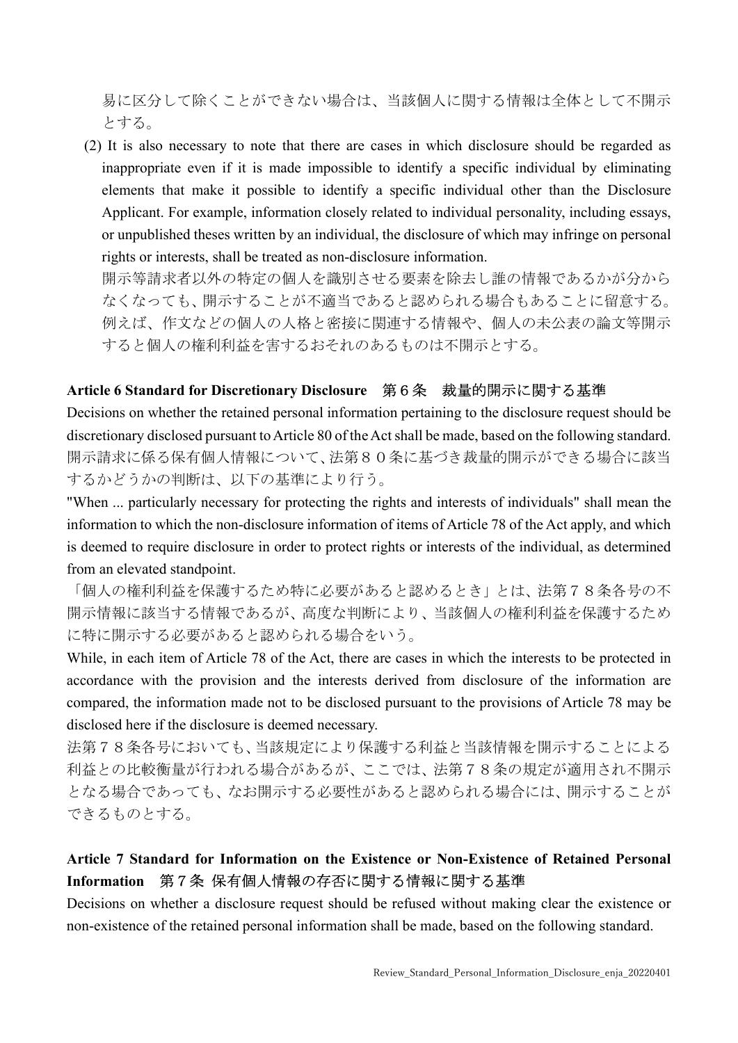易に区分して除くことができない場合は、当該個人に関する情報は全体として不開示とする。

(2) It is also necessary to note that there are cases in which disclosure should be regarded as inappropriate even if it is made impossible to identify a specific individual by eliminating elements that make it possible to identify a specific individual other than the Disclosure Applicant. For example, information closely related to individual personality, including essays, or unpublished theses written by an individual, the disclosure of which may infringe on personal rights or interests, shall be treated as non-disclosure information.
開示等請求者以外の特定の個人を識別させる要素を除去し誰の情報であるかが分からなくなっても、開示することが不適当であると認められる場合もあることに留意する。例えば、作文などの個人の人格と密接に関連する情報や、個人の未公表の論文等開示すると個人の権利利益を害するおそれのあるものは不開示とする。

**Article 6 Standard for Discretionary Disclosure　第６条　裁量的開示に関する基準**

Decisions on whether the retained personal information pertaining to the disclosure request should be discretionary disclosed pursuant to Article 80 of the Act shall be made, based on the following standard.
開示請求に係る保有個人情報について、法第８０条に基づき裁量的開示ができる場合に該当するかどうかの判断は、以下の基準により行う。

"When ... particularly necessary for protecting the rights and interests of individuals" shall mean the information to which the non-disclosure information of items of Article 78 of the Act apply, and which is deemed to require disclosure in order to protect rights or interests of the individual, as determined from an elevated standpoint.
「個人の権利利益を保護するため特に必要があると認めるとき」とは、法第７８条各号の不開示情報に該当する情報であるが、高度な判断により、当該個人の権利利益を保護するために特に開示する必要があると認められる場合をいう。

While, in each item of Article 78 of the Act, there are cases in which the interests to be protected in accordance with the provision and the interests derived from disclosure of the information are compared, the information made not to be disclosed pursuant to the provisions of Article 78 may be disclosed here if the disclosure is deemed necessary.
法第７８条各号においても、当該規定により保護する利益と当該情報を開示することによる利益との比較衡量が行われる場合があるが、ここでは、法第７８条の規定が適用され不開示となる場合であっても、なお開示する必要性があると認められる場合には、開示することができるものとする。

**Article 7 Standard for Information on the Existence or Non-Existence of Retained Personal Information　第７条 保有個人情報の存否に関する情報に関する基準**

Decisions on whether a disclosure request should be refused without making clear the existence or non-existence of the retained personal information shall be made, based on the following standard.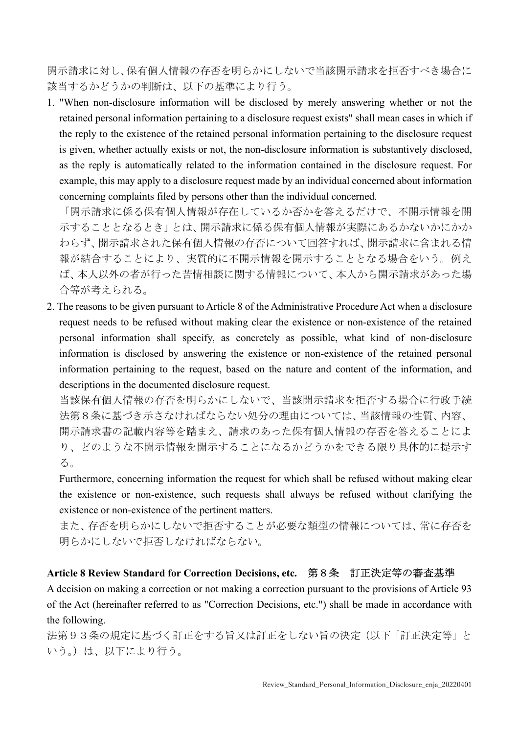開示請求に対し、保有個人情報の存否を明らかにしないで当該開示請求を拒否すべき場合に該当するかどうかの判断は、以下の基準により行う。

1. "When non-disclosure information will be disclosed by merely answering whether or not the retained personal information pertaining to a disclosure request exists" shall mean cases in which if the reply to the existence of the retained personal information pertaining to the disclosure request is given, whether actually exists or not, the non-disclosure information is substantively disclosed, as the reply is automatically related to the information contained in the disclosure request. For example, this may apply to a disclosure request made by an individual concerned about information concerning complaints filed by persons other than the individual concerned.

   「開示請求に係る保有個人情報が存在しているか否かを答えるだけで、不開示情報を開示することとなるとき」とは、開示請求に係る保有個人情報が実際にあるかないかにかかわらず、開示請求された保有個人情報の存否について回答すれば、開示請求に含まれる情報が結合することにより、実質的に不開示情報を開示することとなる場合をいう。例えば、本人以外の者が行った苦情相談に関する情報について、本人から開示請求があった場合等が考えられる。

2. The reasons to be given pursuant to Article 8 of the Administrative Procedure Act when a disclosure request needs to be refused without making clear the existence or non-existence of the retained personal information shall specify, as concretely as possible, what kind of non-disclosure information is disclosed by answering the existence or non-existence of the retained personal information pertaining to the request, based on the nature and content of the information, and descriptions in the documented disclosure request.

   当該保有個人情報の存否を明らかにしないで、当該開示請求を拒否する場合に行政手続法第８条に基づき示さなければならない処分の理由については、当該情報の性質、内容、開示請求書の記載内容等を踏まえ、請求のあった保有個人情報の存否を答えることにより、どのような不開示情報を開示することになるかどうかをできる限り具体的に提示する。

   Furthermore, concerning information the request for which shall be refused without making clear the existence or non-existence, such requests shall always be refused without clarifying the existence or non-existence of the pertinent matters.

   また、存否を明らかにしないで拒否することが必要な類型の情報については、常に存否を明らかにしないで拒否しなければならない。

### Article 8 Review Standard for Correction Decisions, etc.　第８条　訂正決定等の審査基準

A decision on making a correction or not making a correction pursuant to the provisions of Article 93 of the Act (hereinafter referred to as "Correction Decisions, etc.") shall be made in accordance with the following.

法第９３条の規定に基づく訂正をする旨又は訂正をしない旨の決定（以下「訂正決定等」という。）は、以下により行う。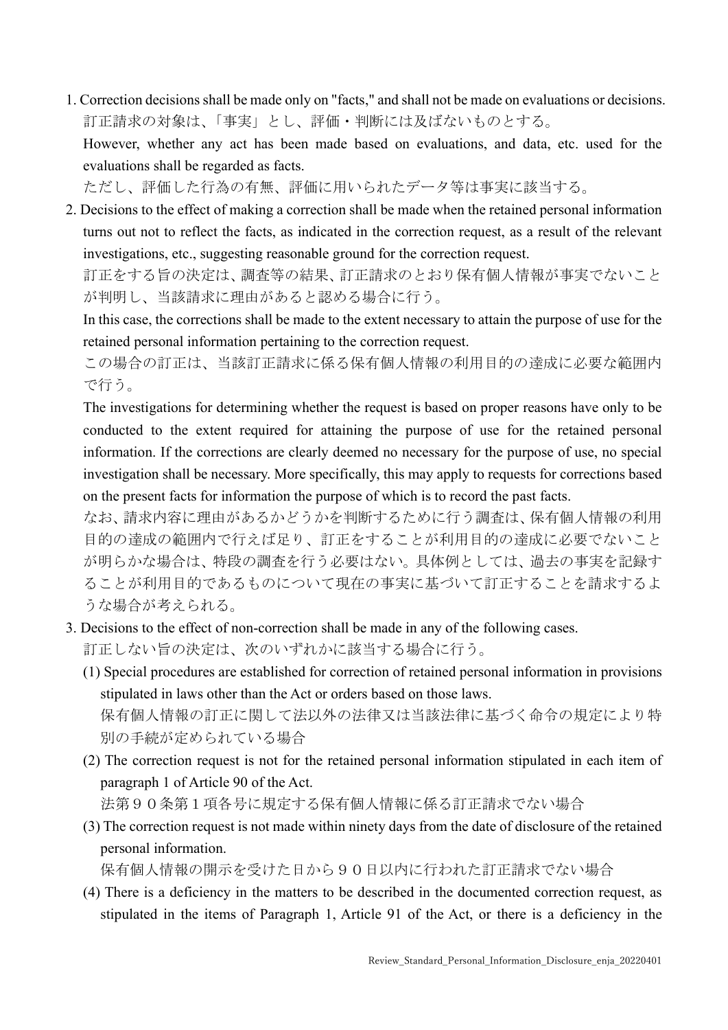1. Correction decisions shall be made only on "facts," and shall not be made on evaluations or decisions.
   訂正請求の対象は、「事実」とし、評価・判断には及ばないものとする。
   However, whether any act has been made based on evaluations, and data, etc. used for the evaluations shall be regarded as facts.
   ただし、評価した行為の有無、評価に用いられたデータ等は事実に該当する。
2. Decisions to the effect of making a correction shall be made when the retained personal information turns out not to reflect the facts, as indicated in the correction request, as a result of the relevant investigations, etc., suggesting reasonable ground for the correction request.
   訂正をする旨の決定は、調査等の結果、訂正請求のとおり保有個人情報が事実でないことが判明し、当該請求に理由があると認める場合に行う。
   In this case, the corrections shall be made to the extent necessary to attain the purpose of use for the retained personal information pertaining to the correction request.
   この場合の訂正は、当該訂正請求に係る保有個人情報の利用目的の達成に必要な範囲内で行う。
   The investigations for determining whether the request is based on proper reasons have only to be conducted to the extent required for attaining the purpose of use for the retained personal information. If the corrections are clearly deemed no necessary for the purpose of use, no special investigation shall be necessary. More specifically, this may apply to requests for corrections based on the present facts for information the purpose of which is to record the past facts.
   なお、請求内容に理由があるかどうかを判断するために行う調査は、保有個人情報の利用目的の達成の範囲内で行えば足り、訂正をすることが利用目的の達成に必要でないことが明らかな場合は、特段の調査を行う必要はない。具体例としては、過去の事実を記録することが利用目的であるものについて現在の事実に基づいて訂正することを請求するような場合が考えられる。
3. Decisions to the effect of non-correction shall be made in any of the following cases.
   訂正しない旨の決定は、次のいずれかに該当する場合に行う。
   (1) Special procedures are established for correction of retained personal information in provisions stipulated in laws other than the Act or orders based on those laws.
       保有個人情報の訂正に関して法以外の法律又は当該法律に基づく命令の規定により特別の手続が定められている場合
   (2) The correction request is not for the retained personal information stipulated in each item of paragraph 1 of Article 90 of the Act.
       法第９０条第１項各号に規定する保有個人情報に係る訂正請求でない場合
   (3) The correction request is not made within ninety days from the date of disclosure of the retained personal information.
       保有個人情報の開示を受けた日から９０日以内に行われた訂正請求でない場合
   (4) There is a deficiency in the matters to be described in the documented correction request, as stipulated in the items of Paragraph 1, Article 91 of the Act, or there is a deficiency in the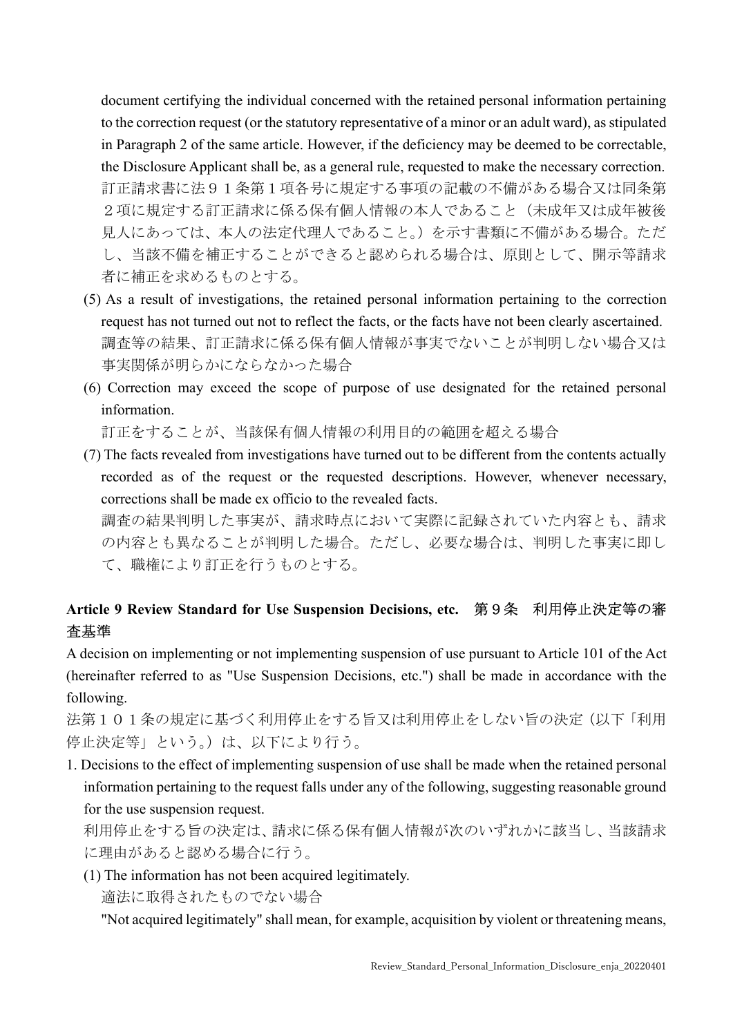document certifying the individual concerned with the retained personal information pertaining to the correction request (or the statutory representative of a minor or an adult ward), as stipulated in Paragraph 2 of the same article. However, if the deficiency may be deemed to be correctable, the Disclosure Applicant shall be, as a general rule, requested to make the necessary correction.
訂正請求書に法９１条第１項各号に規定する事項の記載の不備がある場合又は同条第２項に規定する訂正請求に係る保有個人情報の本人であること（未成年又は成年被後見人にあっては、本人の法定代理人であること。）を示す書類に不備がある場合。ただし、当該不備を補正することができると認められる場合は、原則として、開示等請求者に補正を求めるものとする。

(5) As a result of investigations, the retained personal information pertaining to the correction request has not turned out not to reflect the facts, or the facts have not been clearly ascertained.
調査等の結果、訂正請求に係る保有個人情報が事実でないことが判明しない場合又は事実関係が明らかにならなかった場合

(6) Correction may exceed the scope of purpose of use designated for the retained personal information.
訂正をすることが、当該保有個人情報の利用目的の範囲を超える場合

(7) The facts revealed from investigations have turned out to be different from the contents actually recorded as of the request or the requested descriptions. However, whenever necessary, corrections shall be made ex officio to the revealed facts.
調査の結果判明した事実が、請求時点において実際に記録されていた内容とも、請求の内容とも異なることが判明した場合。ただし、必要な場合は、判明した事実に即して、職権により訂正を行うものとする。

## Article 9 Review Standard for Use Suspension Decisions, etc.　第９条　利用停止決定等の審査基準

A decision on implementing or not implementing suspension of use pursuant to Article 101 of the Act (hereinafter referred to as "Use Suspension Decisions, etc.") shall be made in accordance with the following.
法第１０１条の規定に基づく利用停止をする旨又は利用停止をしない旨の決定（以下「利用停止決定等」という。）は、以下により行う。

1. Decisions to the effect of implementing suspension of use shall be made when the retained personal information pertaining to the request falls under any of the following, suggesting reasonable ground for the use suspension request.
利用停止をする旨の決定は、請求に係る保有個人情報が次のいずれかに該当し、当該請求に理由があると認める場合に行う。

(1) The information has not been acquired legitimately.
適法に取得されたものでない場合
"Not acquired legitimately" shall mean, for example, acquisition by violent or threatening means,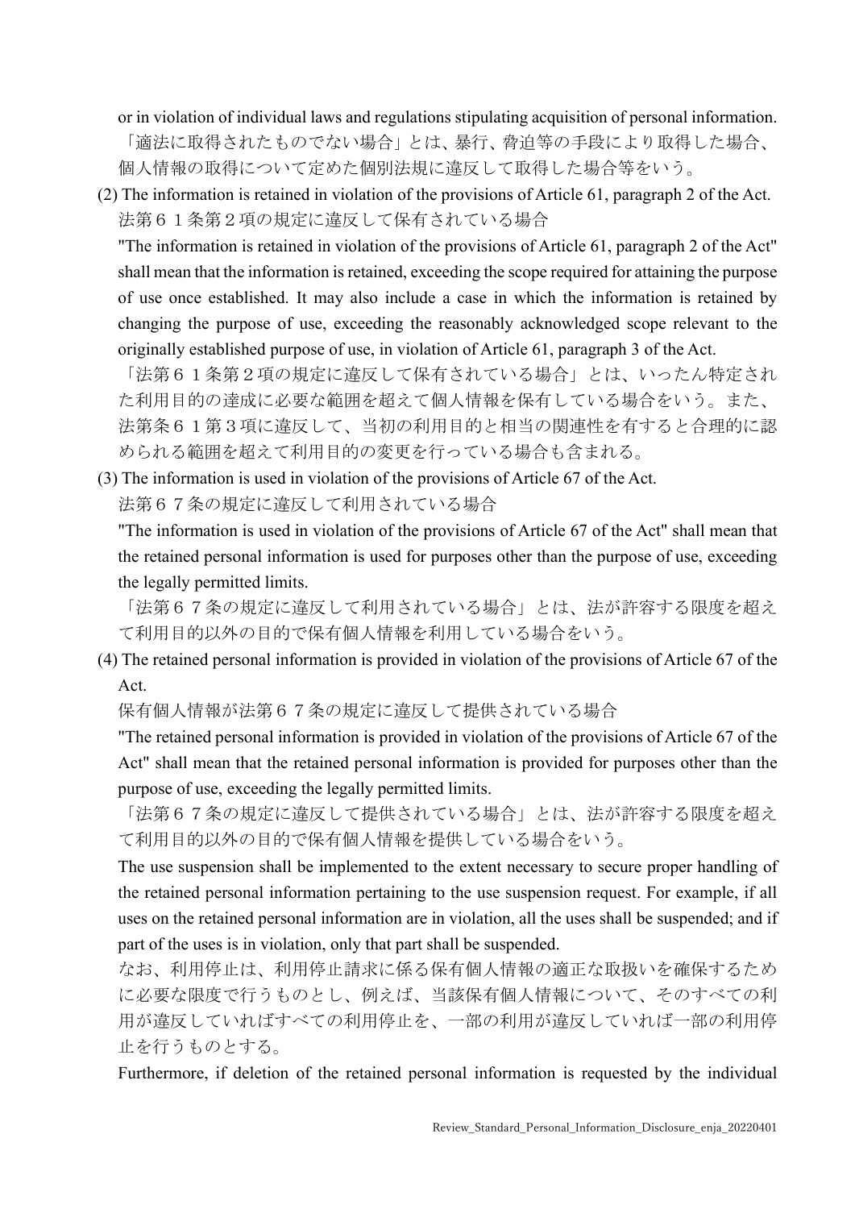or in violation of individual laws and regulations stipulating acquisition of personal information.

「適法に取得されたものでない場合」とは、暴行、脅迫等の手段により取得した場合、個人情報の取得について定めた個別法規に違反して取得した場合等をいう。

(2) The information is retained in violation of the provisions of Article 61, paragraph 2 of the Act.

法第６１条第２項の規定に違反して保有されている場合

"The information is retained in violation of the provisions of Article 61, paragraph 2 of the Act" shall mean that the information is retained, exceeding the scope required for attaining the purpose of use once established. It may also include a case in which the information is retained by changing the purpose of use, exceeding the reasonably acknowledged scope relevant to the originally established purpose of use, in violation of Article 61, paragraph 3 of the Act.

「法第６１条第２項の規定に違反して保有されている場合」とは、いったん特定された利用目的の達成に必要な範囲を超えて個人情報を保有している場合をいう。また、法第条６１第３項に違反して、当初の利用目的と相当の関連性を有すると合理的に認められる範囲を超えて利用目的の変更を行っている場合も含まれる。

(3) The information is used in violation of the provisions of Article 67 of the Act.

法第６７条の規定に違反して利用されている場合

"The information is used in violation of the provisions of Article 67 of the Act" shall mean that the retained personal information is used for purposes other than the purpose of use, exceeding the legally permitted limits.

「法第６７条の規定に違反して利用されている場合」とは、法が許容する限度を超えて利用目的以外の目的で保有個人情報を利用している場合をいう。

(4) The retained personal information is provided in violation of the provisions of Article 67 of the Act.

保有個人情報が法第６７条の規定に違反して提供されている場合

"The retained personal information is provided in violation of the provisions of Article 67 of the Act" shall mean that the retained personal information is provided for purposes other than the purpose of use, exceeding the legally permitted limits.

「法第６７条の規定に違反して提供されている場合」とは、法が許容する限度を超えて利用目的以外の目的で保有個人情報を提供している場合をいう。

The use suspension shall be implemented to the extent necessary to secure proper handling of the retained personal information pertaining to the use suspension request. For example, if all uses on the retained personal information are in violation, all the uses shall be suspended; and if part of the uses is in violation, only that part shall be suspended.

なお、利用停止は、利用停止請求に係る保有個人情報の適正な取扱いを確保するために必要な限度で行うものとし、例えば、当該保有個人情報について、そのすべての利用が違反していればすべての利用停止を、一部の利用が違反していれば一部の利用停止を行うものとする。

Furthermore, if deletion of the retained personal information is requested by the individual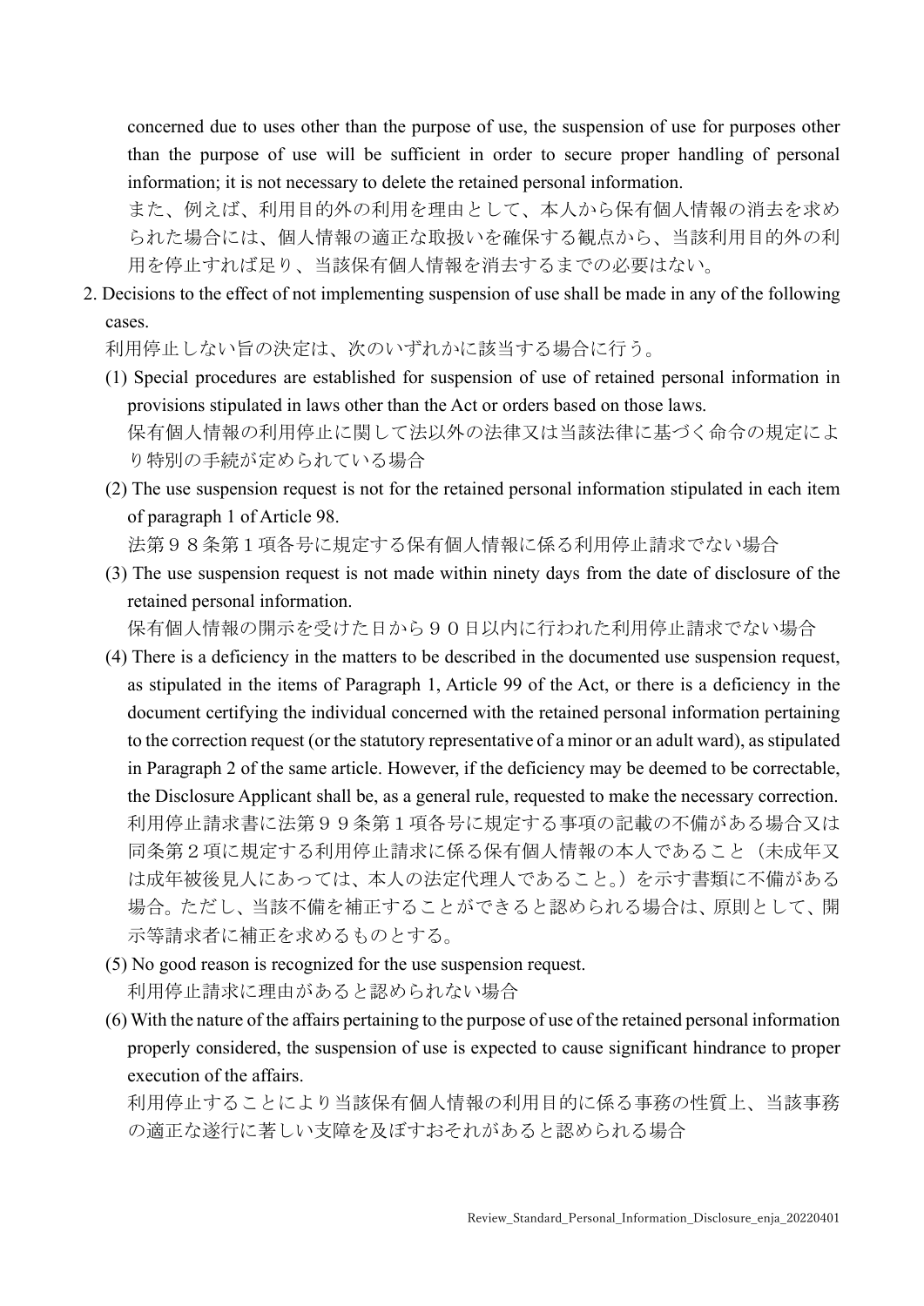concerned due to uses other than the purpose of use, the suspension of use for purposes other than the purpose of use will be sufficient in order to secure proper handling of personal information; it is not necessary to delete the retained personal information.

また、例えば、利用目的外の利用を理由として、本人から保有個人情報の消去を求められた場合には、個人情報の適正な取扱いを確保する観点から、当該利用目的外の利用を停止すれば足り、当該保有個人情報を消去するまでの必要はない。

2. Decisions to the effect of not implementing suspension of use shall be made in any of the following cases.

利用停止しない旨の決定は、次のいずれかに該当する場合に行う。

(1) Special procedures are established for suspension of use of retained personal information in provisions stipulated in laws other than the Act or orders based on those laws.

保有個人情報の利用停止に関して法以外の法律又は当該法律に基づく命令の規定により特別の手続が定められている場合

(2) The use suspension request is not for the retained personal information stipulated in each item of paragraph 1 of Article 98.

法第９８条第１項各号に規定する保有個人情報に係る利用停止請求でない場合

(3) The use suspension request is not made within ninety days from the date of disclosure of the retained personal information.

保有個人情報の開示を受けた日から９０日以内に行われた利用停止請求でない場合

(4) There is a deficiency in the matters to be described in the documented use suspension request, as stipulated in the items of Paragraph 1, Article 99 of the Act, or there is a deficiency in the document certifying the individual concerned with the retained personal information pertaining to the correction request (or the statutory representative of a minor or an adult ward), as stipulated in Paragraph 2 of the same article. However, if the deficiency may be deemed to be correctable, the Disclosure Applicant shall be, as a general rule, requested to make the necessary correction.

利用停止請求書に法第９９条第１項各号に規定する事項の記載の不備がある場合又は同条第２項に規定する利用停止請求に係る保有個人情報の本人であること（未成年又は成年被後見人にあっては、本人の法定代理人であること。）を示す書類に不備がある場合。ただし、当該不備を補正することができると認められる場合は、原則として、開示等請求者に補正を求めるものとする。

(5) No good reason is recognized for the use suspension request.

利用停止請求に理由があると認められない場合

(6) With the nature of the affairs pertaining to the purpose of use of the retained personal information properly considered, the suspension of use is expected to cause significant hindrance to proper execution of the affairs.

利用停止することにより当該保有個人情報の利用目的に係る事務の性質上、当該事務の適正な遂行に著しい支障を及ぼすおそれがあると認められる場合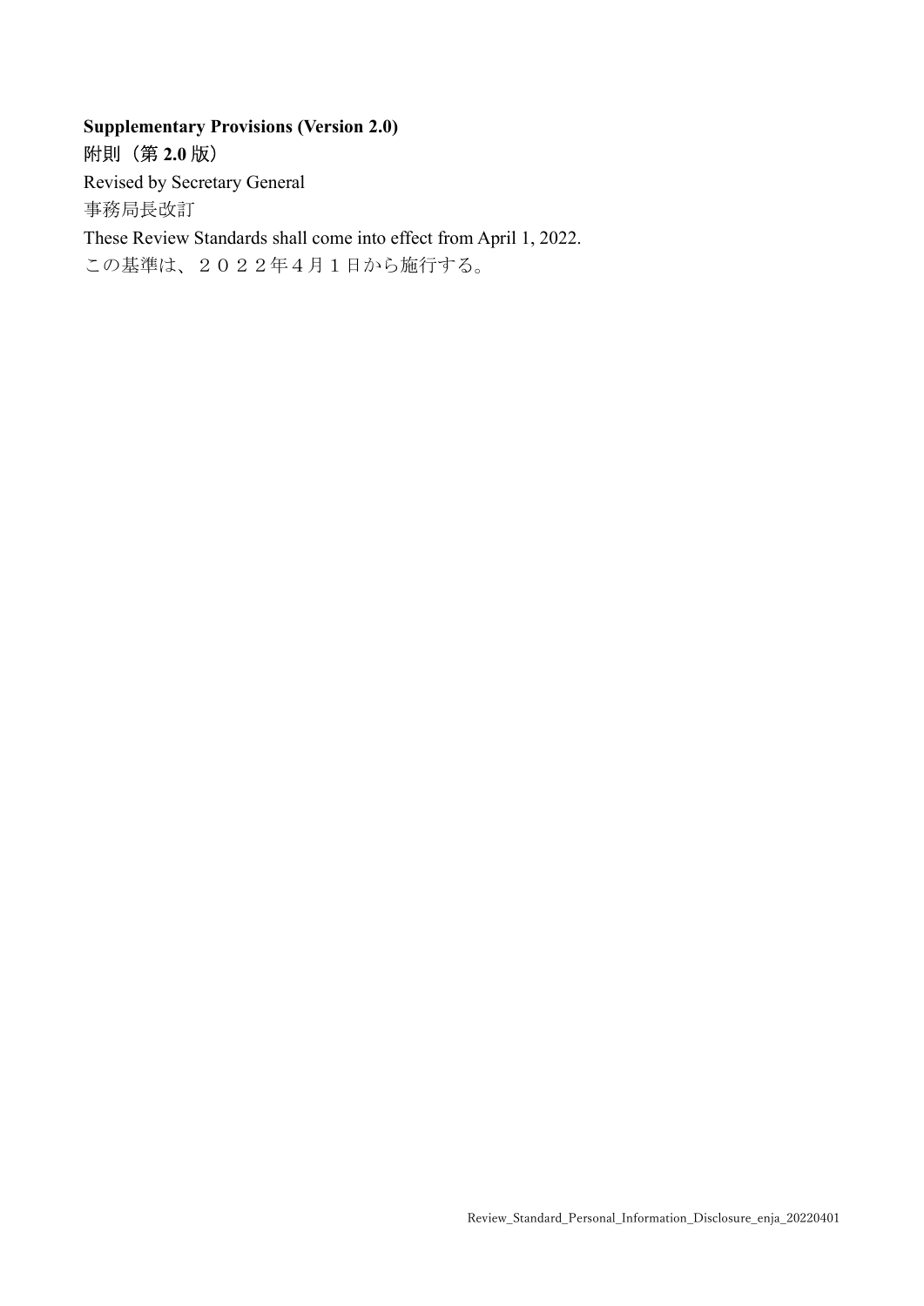**Supplementary Provisions (Version 2.0)**

**附則（第 2.0 版）**

Revised by Secretary General

事務局長改訂

These Review Standards shall come into effect from April 1, 2022.

この基準は、２０２２年４月１日から施行する。